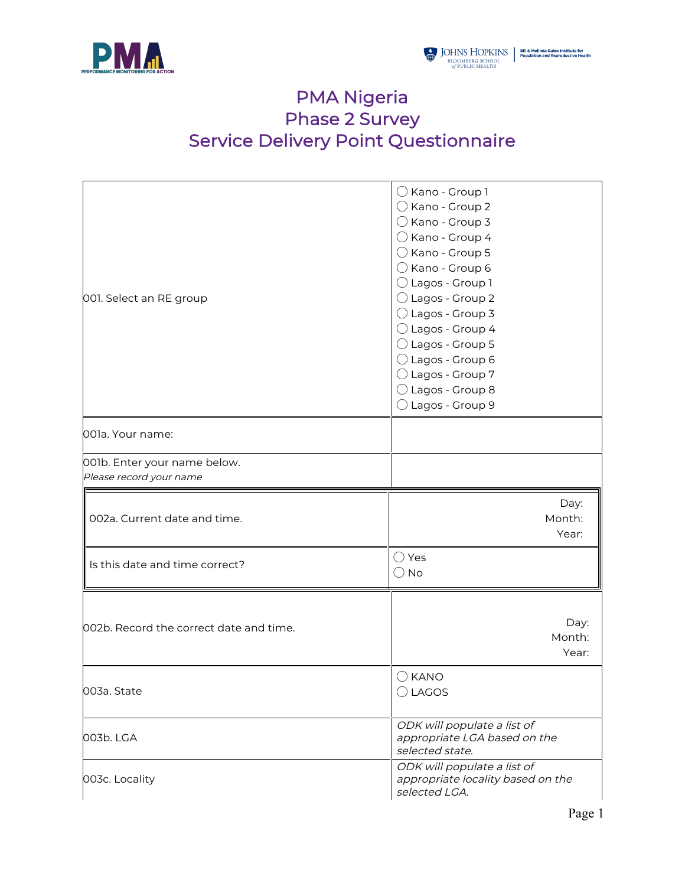# PMA Nigeria
# Phase 2 Survey
# Service Delivery Point Questionnaire

| | |
|---|---|
| 001. Select an RE group | ◯ Kano - Group 1<br>◯ Kano - Group 2<br>◯ Kano - Group 3<br>◯ Kano - Group 4<br>◯ Kano - Group 5<br>◯ Kano - Group 6<br>◯ Lagos - Group 1<br>◯ Lagos - Group 2<br>◯ Lagos - Group 3<br>◯ Lagos - Group 4<br>◯ Lagos - Group 5<br>◯ Lagos - Group 6<br>◯ Lagos - Group 7<br>◯ Lagos - Group 8<br>◯ Lagos - Group 9 |
| 001a. Your name: | |
| 001b. Enter your name below.<br>*Please record your name* | |
| 002a. Current date and time. | Day:<br>Month:<br>Year: |
| Is this date and time correct? | ◯ Yes<br>◯ No |
| 002b. Record the correct date and time. | Day:<br>Month:<br>Year: |
| 003a. State | ◯ KANO<br>◯ LAGOS |
| 003b. LGA | *ODK will populate a list of appropriate LGA based on the selected state.* |
| 003c. Locality | *ODK will populate a list of appropriate locality based on the selected LGA.* |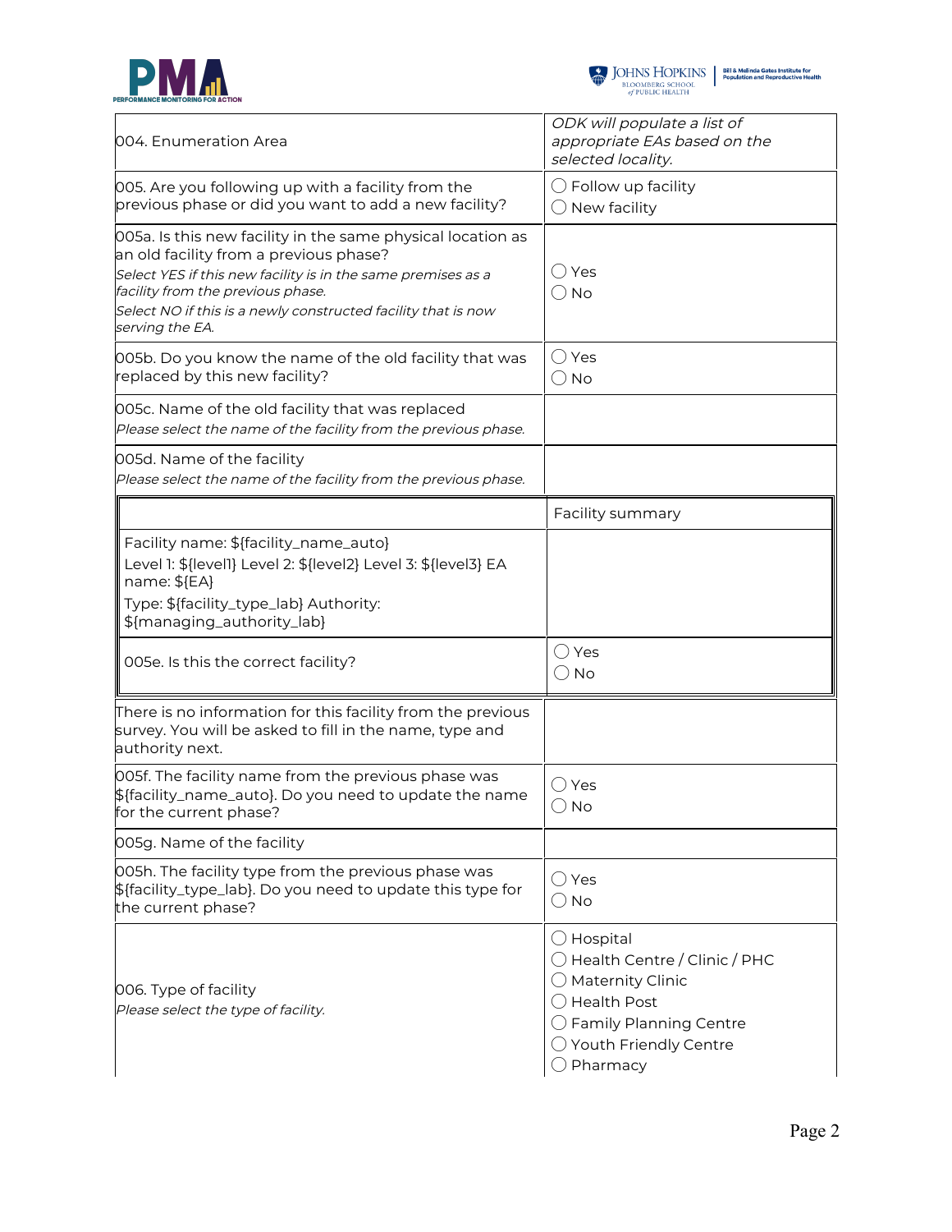| | |
|---|---|
| 004. Enumeration Area | *ODK will populate a list of appropriate EAs based on the selected locality.* |
| 005. Are you following up with a facility from the previous phase or did you want to add a new facility? | ◯ Follow up facility<br>◯ New facility |
| 005a. Is this new facility in the same physical location as an old facility from a previous phase?<br>*Select YES if this new facility is in the same premises as a facility from the previous phase.*<br>*Select NO if this is a newly constructed facility that is now serving the EA.* | ◯ Yes<br>◯ No |
| 005b. Do you know the name of the old facility that was replaced by this new facility? | ◯ Yes<br>◯ No |
| 005c. Name of the old facility that was replaced<br>*Please select the name of the facility from the previous phase.* | |
| 005d. Name of the facility<br>*Please select the name of the facility from the previous phase.* | |

| | Facility summary |
|---|---|
| Facility name: ${facility_name_auto}<br>Level 1: ${level1} Level 2: ${level2} Level 3: ${level3} EA name: ${EA}<br>Type: ${facility_type_lab} Authority: ${managing_authority_lab} | |
| 005e. Is this the correct facility? | ◯ Yes<br>◯ No |

| | |
|---|---|
| There is no information for this facility from the previous survey. You will be asked to fill in the name, type and authority next. | |
| 005f. The facility name from the previous phase was ${facility_name_auto}. Do you need to update the name for the current phase? | ◯ Yes<br>◯ No |
| 005g. Name of the facility | |
| 005h. The facility type from the previous phase was ${facility_type_lab}. Do you need to update this type for the current phase? | ◯ Yes<br>◯ No |
| 006. Type of facility<br>*Please select the type of facility.* | ◯ Hospital<br>◯ Health Centre / Clinic / PHC<br>◯ Maternity Clinic<br>◯ Health Post<br>◯ Family Planning Centre<br>◯ Youth Friendly Centre<br>◯ Pharmacy |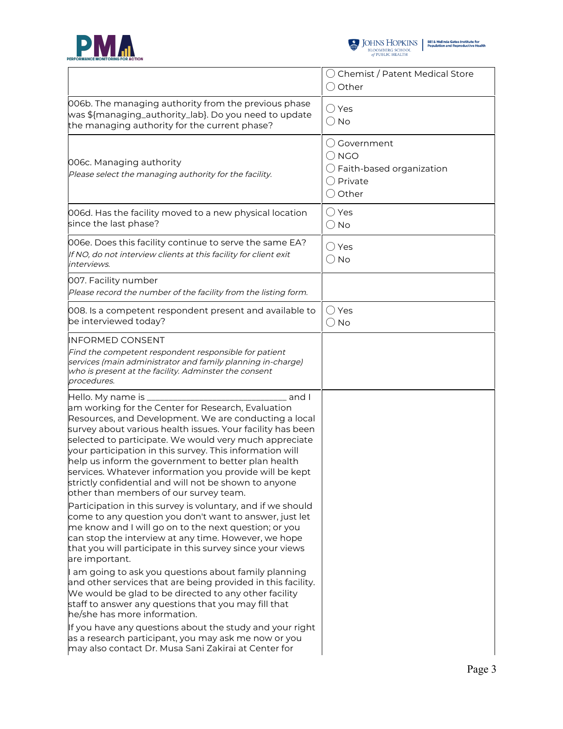| | |
|---|---|
| | ◯ Chemist / Patent Medical Store<br>◯ Other |
| 006b. The managing authority from the previous phase was ${managing_authority_lab}. Do you need to update the managing authority for the current phase? | ◯ Yes<br>◯ No |
| 006c. Managing authority<br>*Please select the managing authority for the facility.* | ◯ Government<br>◯ NGO<br>◯ Faith-based organization<br>◯ Private<br>◯ Other |
| 006d. Has the facility moved to a new physical location since the last phase? | ◯ Yes<br>◯ No |
| 006e. Does this facility continue to serve the same EA?<br>*If NO, do not interview clients at this facility for client exit interviews.* | ◯ Yes<br>◯ No |
| 007. Facility number<br>*Please record the number of the facility from the listing form.* | |
| 008. Is a competent respondent present and available to be interviewed today? | ◯ Yes<br>◯ No |
| INFORMED CONSENT<br>*Find the competent respondent responsible for patient services (main administrator and family planning in-charge) who is present at the facility. Adminster the consent procedures.* | |
| Hello. My name is ______________________________ and I am working for the Center for Research, Evaluation Resources, and Development. We are conducting a local survey about various health issues. Your facility has been selected to participate. We would very much appreciate your participation in this survey. This information will help us inform the government to better plan health services. Whatever information you provide will be kept strictly confidential and will not be shown to anyone other than members of our survey team.<br><br>Participation in this survey is voluntary, and if we should come to any question you don't want to answer, just let me know and I will go on to the next question; or you can stop the interview at any time. However, we hope that you will participate in this survey since your views are important.<br><br>I am going to ask you questions about family planning and other services that are being provided in this facility. We would be glad to be directed to any other facility staff to answer any questions that you may fill that he/she has more information.<br><br>If you have any questions about the study and your right as a research participant, you may ask me now or you may also contact Dr. Musa Sani Zakirai at Center for | |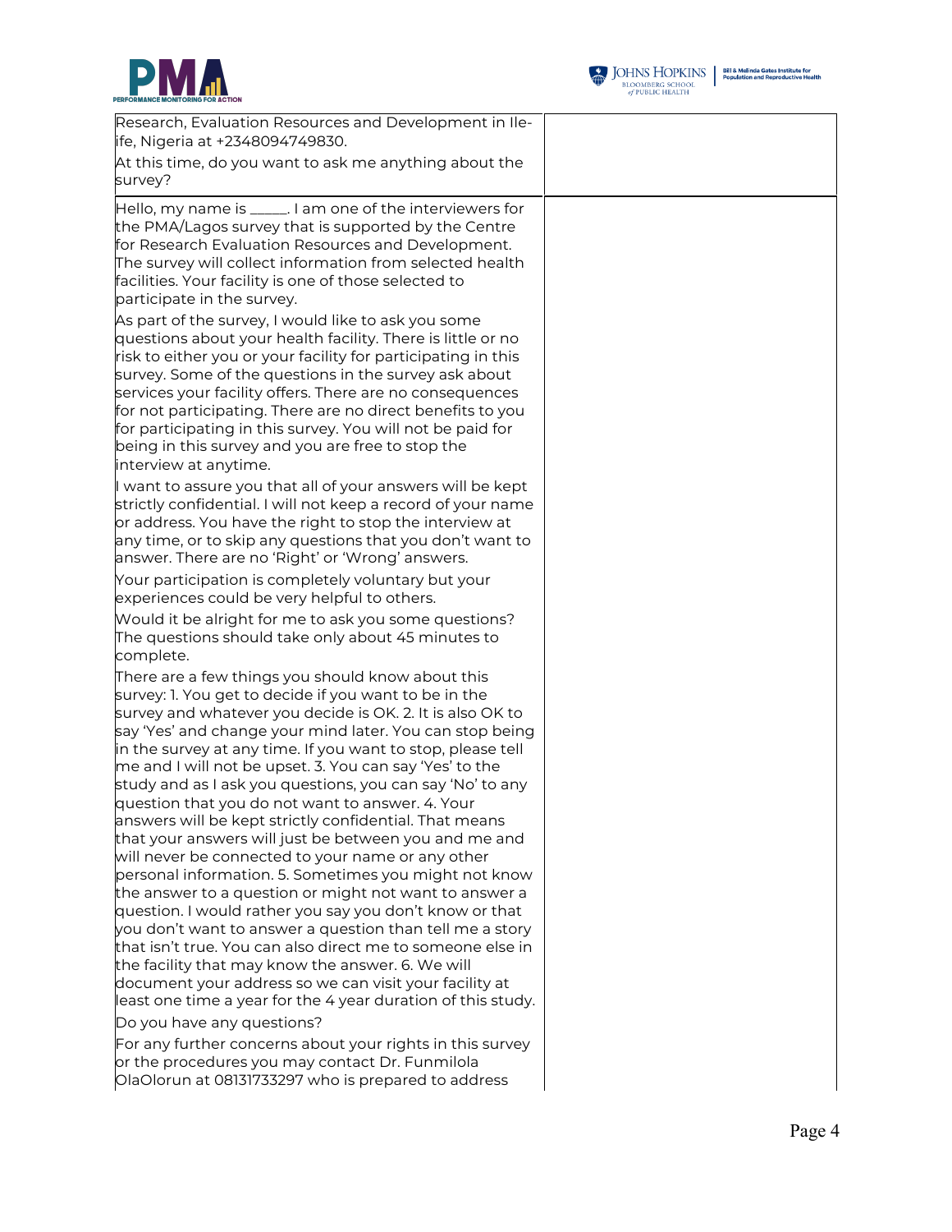| | |
|---|---|
| Research, Evaluation Resources and Development in Ile-ife, Nigeria at +2348094749830.<br><br>At this time, do you want to ask me anything about the survey? | |
| Hello, my name is _____. I am one of the interviewers for the PMA/Lagos survey that is supported by the Centre for Research Evaluation Resources and Development. The survey will collect information from selected health facilities. Your facility is one of those selected to participate in the survey.<br><br>As part of the survey, I would like to ask you some questions about your health facility. There is little or no risk to either you or your facility for participating in this survey. Some of the questions in the survey ask about services your facility offers. There are no consequences for not participating. There are no direct benefits to you for participating in this survey. You will not be paid for being in this survey and you are free to stop the interview at anytime.<br><br>I want to assure you that all of your answers will be kept strictly confidential. I will not keep a record of your name or address. You have the right to stop the interview at any time, or to skip any questions that you don't want to answer. There are no 'Right' or 'Wrong' answers.<br><br>Your participation is completely voluntary but your experiences could be very helpful to others.<br><br>Would it be alright for me to ask you some questions? The questions should take only about 45 minutes to complete.<br><br>There are a few things you should know about this survey: 1. You get to decide if you want to be in the survey and whatever you decide is OK. 2. It is also OK to say 'Yes' and change your mind later. You can stop being in the survey at any time. If you want to stop, please tell me and I will not be upset. 3. You can say 'Yes' to the study and as I ask you questions, you can say 'No' to any question that you do not want to answer. 4. Your answers will be kept strictly confidential. That means that your answers will just be between you and me and will never be connected to your name or any other personal information. 5. Sometimes you might not know the answer to a question or might not want to answer a question. I would rather you say you don't know or that you don't want to answer a question than tell me a story that isn't true. You can also direct me to someone else in the facility that may know the answer. 6. We will document your address so we can visit your facility at least one time a year for the 4 year duration of this study.<br><br>Do you have any questions?<br><br>For any further concerns about your rights in this survey or the procedures you may contact Dr. Funmilola OlaOlorun at 08131733297 who is prepared to address | |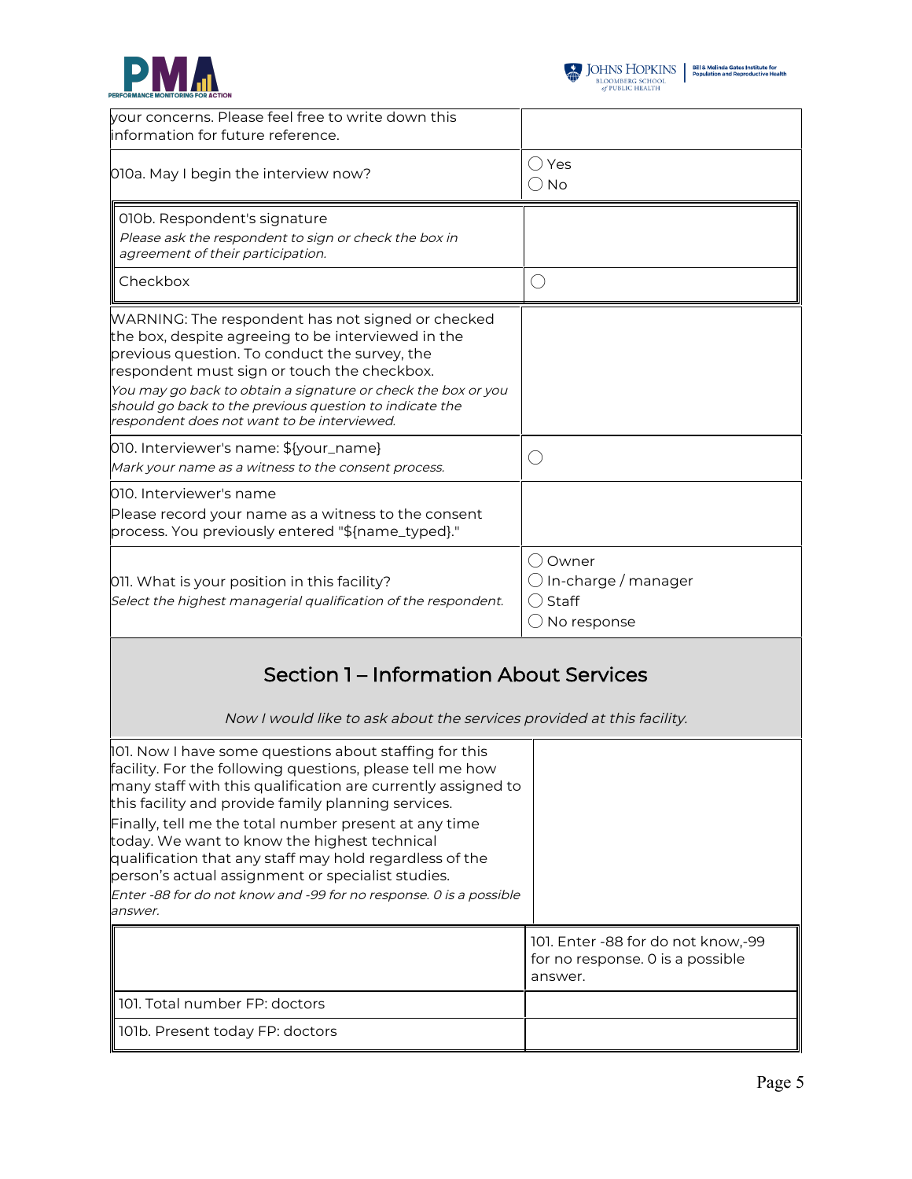| | |
|---|---|
| your concerns. Please feel free to write down this information for future reference. | |
| 010a. May I begin the interview now? | ◯ Yes<br>◯ No |

| | |
|---|---|
| 010b. Respondent's signature<br>*Please ask the respondent to sign or check the box in agreement of their participation.* | |
| Checkbox | ◯ |

| | |
|---|---|
| WARNING: The respondent has not signed or checked the box, despite agreeing to be interviewed in the previous question. To conduct the survey, the respondent must sign or touch the checkbox.<br>*You may go back to obtain a signature or check the box or you should go back to the previous question to indicate the respondent does not want to be interviewed.* | |
| 010. Interviewer's name: ${your_name}<br>*Mark your name as a witness to the consent process.* | ◯ |
| 010. Interviewer's name<br>Please record your name as a witness to the consent process. You previously entered "${name_typed}." | |
| 011. What is your position in this facility?<br>*Select the highest managerial qualification of the respondent.* | ◯ Owner<br>◯ In-charge / manager<br>◯ Staff<br>◯ No response |

## Section 1 – Information About Services

*Now I would like to ask about the services provided at this facility.*

| | |
|---|---|
| 101. Now I have some questions about staffing for this facility. For the following questions, please tell me how many staff with this qualification are currently assigned to this facility and provide family planning services.<br>Finally, tell me the total number present at any time today. We want to know the highest technical qualification that any staff may hold regardless of the person's actual assignment or specialist studies.<br>*Enter -88 for do not know and -99 for no response. 0 is a possible answer.* | |

| | 101. Enter -88 for do not know,-99 for no response. 0 is a possible answer. |
|---|---|
| 101. Total number FP: doctors | |
| 101b. Present today FP: doctors | |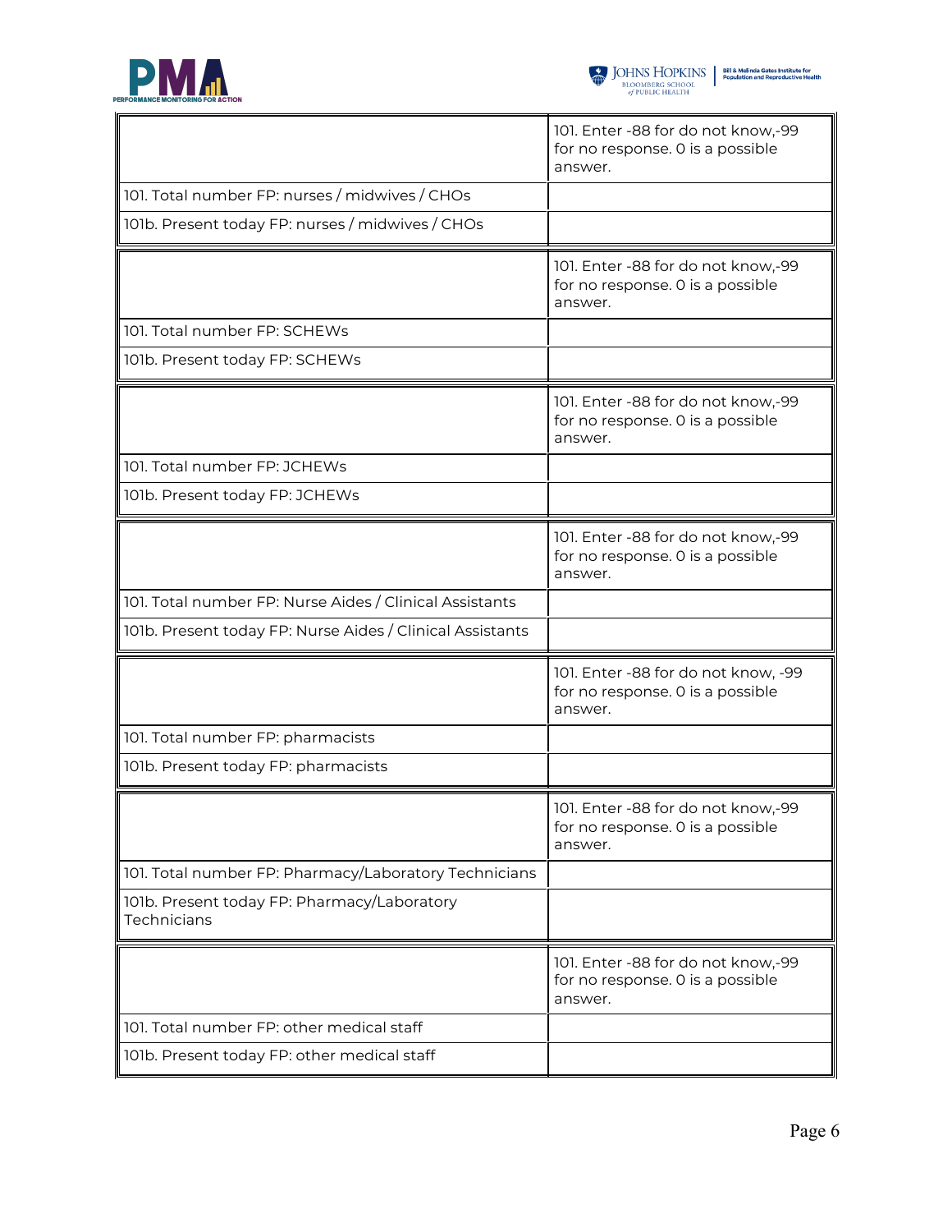| | 101. Enter -88 for do not know,-99 for no response. 0 is a possible answer. |
|---|---|
| 101. Total number FP: nurses / midwives / CHOs | |
| 101b. Present today FP: nurses / midwives / CHOs | |

| | 101. Enter -88 for do not know,-99 for no response. 0 is a possible answer. |
|---|---|
| 101. Total number FP: SCHEWs | |
| 101b. Present today FP: SCHEWs | |

| | 101. Enter -88 for do not know,-99 for no response. 0 is a possible answer. |
|---|---|
| 101. Total number FP: JCHEWs | |
| 101b. Present today FP: JCHEWs | |

| | 101. Enter -88 for do not know,-99 for no response. 0 is a possible answer. |
|---|---|
| 101. Total number FP: Nurse Aides / Clinical Assistants | |
| 101b. Present today FP: Nurse Aides / Clinical Assistants | |

| | 101. Enter -88 for do not know, -99 for no response. 0 is a possible answer. |
|---|---|
| 101. Total number FP: pharmacists | |
| 101b. Present today FP: pharmacists | |

| | 101. Enter -88 for do not know,-99 for no response. 0 is a possible answer. |
|---|---|
| 101. Total number FP: Pharmacy/Laboratory Technicians | |
| 101b. Present today FP: Pharmacy/Laboratory Technicians | |

| | 101. Enter -88 for do not know,-99 for no response. 0 is a possible answer. |
|---|---|
| 101. Total number FP: other medical staff | |
| 101b. Present today FP: other medical staff | |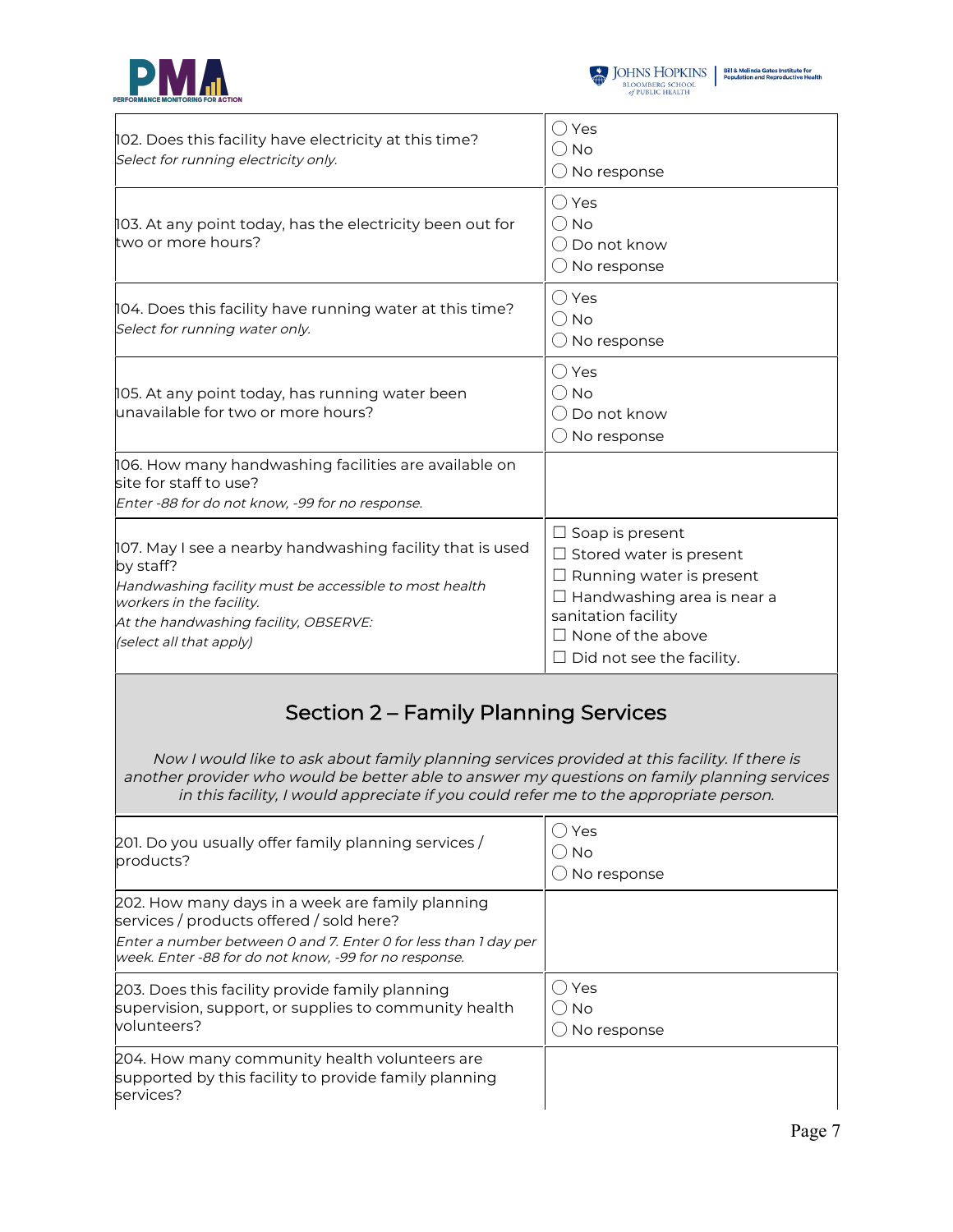| | |
|---|---|
| 102. Does this facility have electricity at this time?<br>*Select for running electricity only.* | ◯ Yes<br>◯ No<br>◯ No response |
| 103. At any point today, has the electricity been out for two or more hours? | ◯ Yes<br>◯ No<br>◯ Do not know<br>◯ No response |
| 104. Does this facility have running water at this time?<br>*Select for running water only.* | ◯ Yes<br>◯ No<br>◯ No response |
| 105. At any point today, has running water been unavailable for two or more hours? | ◯ Yes<br>◯ No<br>◯ Do not know<br>◯ No response |
| 106. How many handwashing facilities are available on site for staff to use?<br>*Enter -88 for do not know, -99 for no response.* | |
| 107. May I see a nearby handwashing facility that is used by staff?<br>*Handwashing facility must be accessible to most health workers in the facility.*<br>*At the handwashing facility, OBSERVE:*<br>*(select all that apply)* | ☐ Soap is present<br>☐ Stored water is present<br>☐ Running water is present<br>☐ Handwashing area is near a sanitation facility<br>☐ None of the above<br>☐ Did not see the facility. |

## Section 2 – Family Planning Services

*Now I would like to ask about family planning services provided at this facility. If there is another provider who would be better able to answer my questions on family planning services in this facility, I would appreciate if you could refer me to the appropriate person.*

| | |
|---|---|
| 201. Do you usually offer family planning services / products? | ◯ Yes<br>◯ No<br>◯ No response |
| 202. How many days in a week are family planning services / products offered / sold here?<br>*Enter a number between 0 and 7. Enter 0 for less than 1 day per week. Enter -88 for do not know, -99 for no response.* | |
| 203. Does this facility provide family planning supervision, support, or supplies to community health volunteers? | ◯ Yes<br>◯ No<br>◯ No response |
| 204. How many community health volunteers are supported by this facility to provide family planning services? | |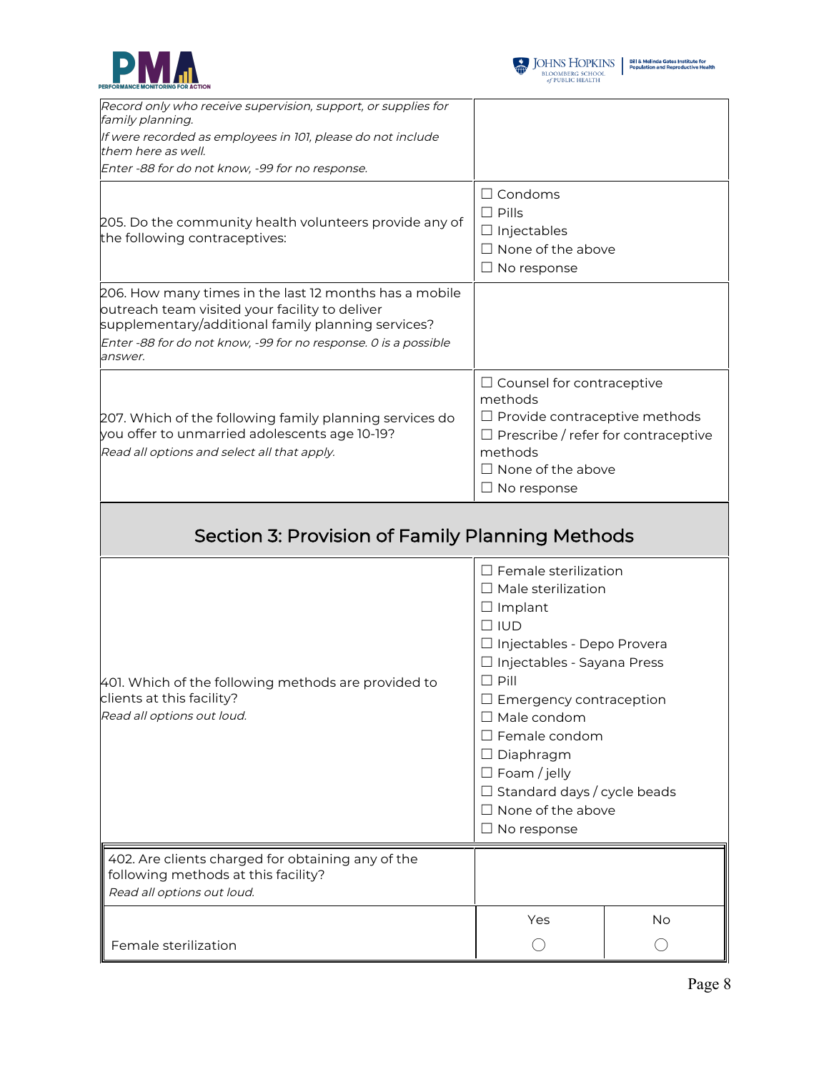| | |
|---|---|
| *Record only who receive supervision, support, or supplies for family planning.*<br>*If were recorded as employees in 101, please do not include them here as well.*<br>*Enter -88 for do not know, -99 for no response.* | |
| 205. Do the community health volunteers provide any of the following contraceptives: | ☐ Condoms<br>☐ Pills<br>☐ Injectables<br>☐ None of the above<br>☐ No response |
| 206. How many times in the last 12 months has a mobile outreach team visited your facility to deliver supplementary/additional family planning services?<br>*Enter -88 for do not know, -99 for no response. 0 is a possible answer.* | |
| 207. Which of the following family planning services do you offer to unmarried adolescents age 10-19?<br>*Read all options and select all that apply.* | ☐ Counsel for contraceptive methods<br>☐ Provide contraceptive methods<br>☐ Prescribe / refer for contraceptive methods<br>☐ None of the above<br>☐ No response |

## Section 3: Provision of Family Planning Methods

| | |
|---|---|
| 401. Which of the following methods are provided to clients at this facility?<br>*Read all options out loud.* | ☐ Female sterilization<br>☐ Male sterilization<br>☐ Implant<br>☐ IUD<br>☐ Injectables - Depo Provera<br>☐ Injectables - Sayana Press<br>☐ Pill<br>☐ Emergency contraception<br>☐ Male condom<br>☐ Female condom<br>☐ Diaphragm<br>☐ Foam / jelly<br>☐ Standard days / cycle beads<br>☐ None of the above<br>☐ No response |

| 402. Are clients charged for obtaining any of the following methods at this facility?<br>*Read all options out loud.* | | |
|---|---|---|
| | Yes | No |
| Female sterilization | ◯ | ◯ |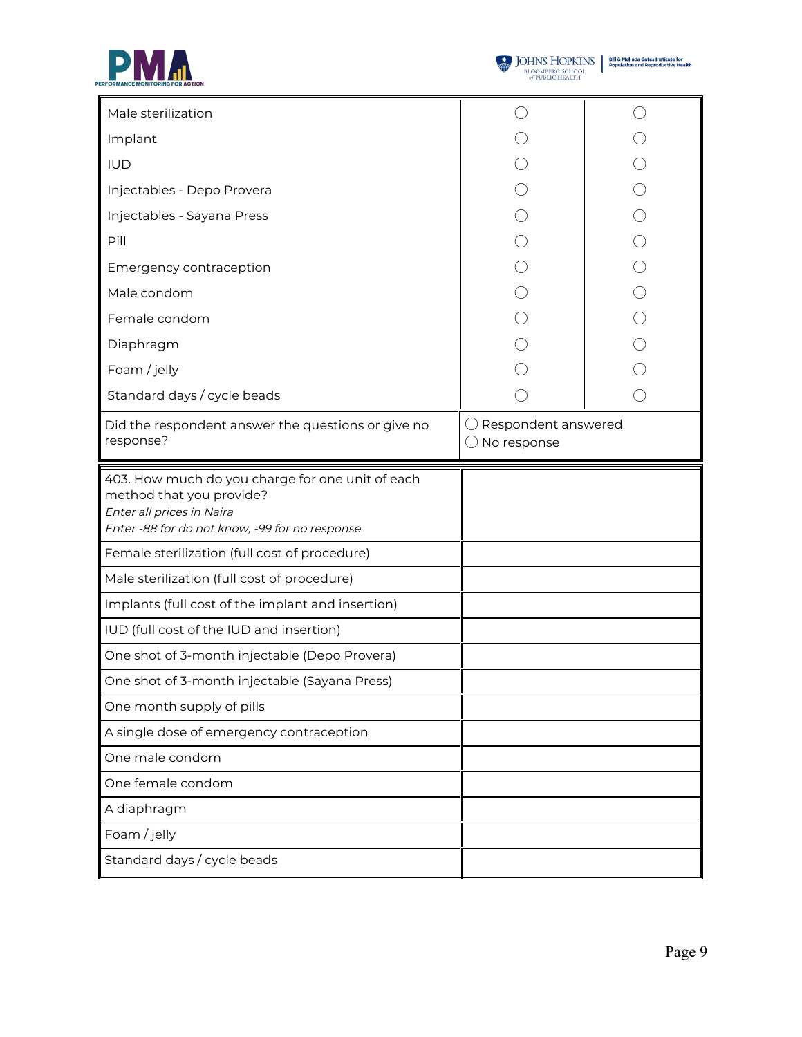| | | |
|---|---|---|
| Male sterilization | ◯ | ◯ |
| Implant | ◯ | ◯ |
| IUD | ◯ | ◯ |
| Injectables - Depo Provera | ◯ | ◯ |
| Injectables - Sayana Press | ◯ | ◯ |
| Pill | ◯ | ◯ |
| Emergency contraception | ◯ | ◯ |
| Male condom | ◯ | ◯ |
| Female condom | ◯ | ◯ |
| Diaphragm | ◯ | ◯ |
| Foam / jelly | ◯ | ◯ |
| Standard days / cycle beads | ◯ | ◯ |
| Did the respondent answer the questions or give no response? | ◯ Respondent answered<br>◯ No response | |

| 403. How much do you charge for one unit of each method that you provide?<br>*Enter all prices in Naira*<br>*Enter -88 for do not know, -99 for no response.* | |
|---|---|
| Female sterilization (full cost of procedure) | |
| Male sterilization (full cost of procedure) | |
| Implants (full cost of the implant and insertion) | |
| IUD (full cost of the IUD and insertion) | |
| One shot of 3-month injectable (Depo Provera) | |
| One shot of 3-month injectable (Sayana Press) | |
| One month supply of pills | |
| A single dose of emergency contraception | |
| One male condom | |
| One female condom | |
| A diaphragm | |
| Foam / jelly | |
| Standard days / cycle beads | |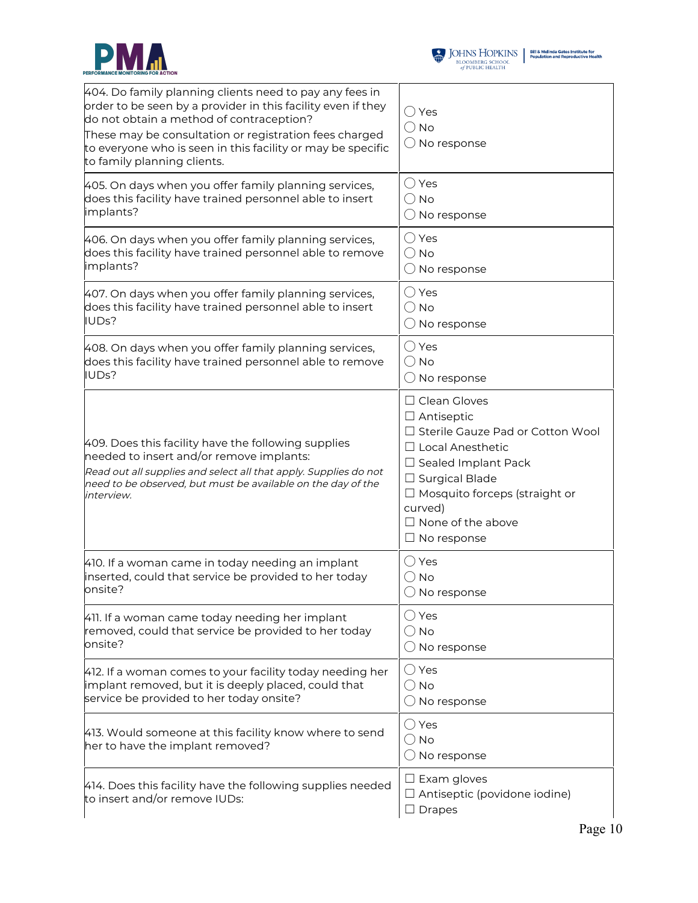| | |
|---|---|
| 404. Do family planning clients need to pay any fees in order to be seen by a provider in this facility even if they do not obtain a method of contraception?<br>These may be consultation or registration fees charged to everyone who is seen in this facility or may be specific to family planning clients. | ◯ Yes<br>◯ No<br>◯ No response |
| 405. On days when you offer family planning services, does this facility have trained personnel able to insert implants? | ◯ Yes<br>◯ No<br>◯ No response |
| 406. On days when you offer family planning services, does this facility have trained personnel able to remove implants? | ◯ Yes<br>◯ No<br>◯ No response |
| 407. On days when you offer family planning services, does this facility have trained personnel able to insert IUDs? | ◯ Yes<br>◯ No<br>◯ No response |
| 408. On days when you offer family planning services, does this facility have trained personnel able to remove IUDs? | ◯ Yes<br>◯ No<br>◯ No response |
| 409. Does this facility have the following supplies needed to insert and/or remove implants:<br>*Read out all supplies and select all that apply. Supplies do not need to be observed, but must be available on the day of the interview.* | ☐ Clean Gloves<br>☐ Antiseptic<br>☐ Sterile Gauze Pad or Cotton Wool<br>☐ Local Anesthetic<br>☐ Sealed Implant Pack<br>☐ Surgical Blade<br>☐ Mosquito forceps (straight or curved)<br>☐ None of the above<br>☐ No response |
| 410. If a woman came in today needing an implant inserted, could that service be provided to her today onsite? | ◯ Yes<br>◯ No<br>◯ No response |
| 411. If a woman came today needing her implant removed, could that service be provided to her today onsite? | ◯ Yes<br>◯ No<br>◯ No response |
| 412. If a woman comes to your facility today needing her implant removed, but it is deeply placed, could that service be provided to her today onsite? | ◯ Yes<br>◯ No<br>◯ No response |
| 413. Would someone at this facility know where to send her to have the implant removed? | ◯ Yes<br>◯ No<br>◯ No response |
| 414. Does this facility have the following supplies needed to insert and/or remove IUDs: | ☐ Exam gloves<br>☐ Antiseptic (povidone iodine)<br>☐ Drapes |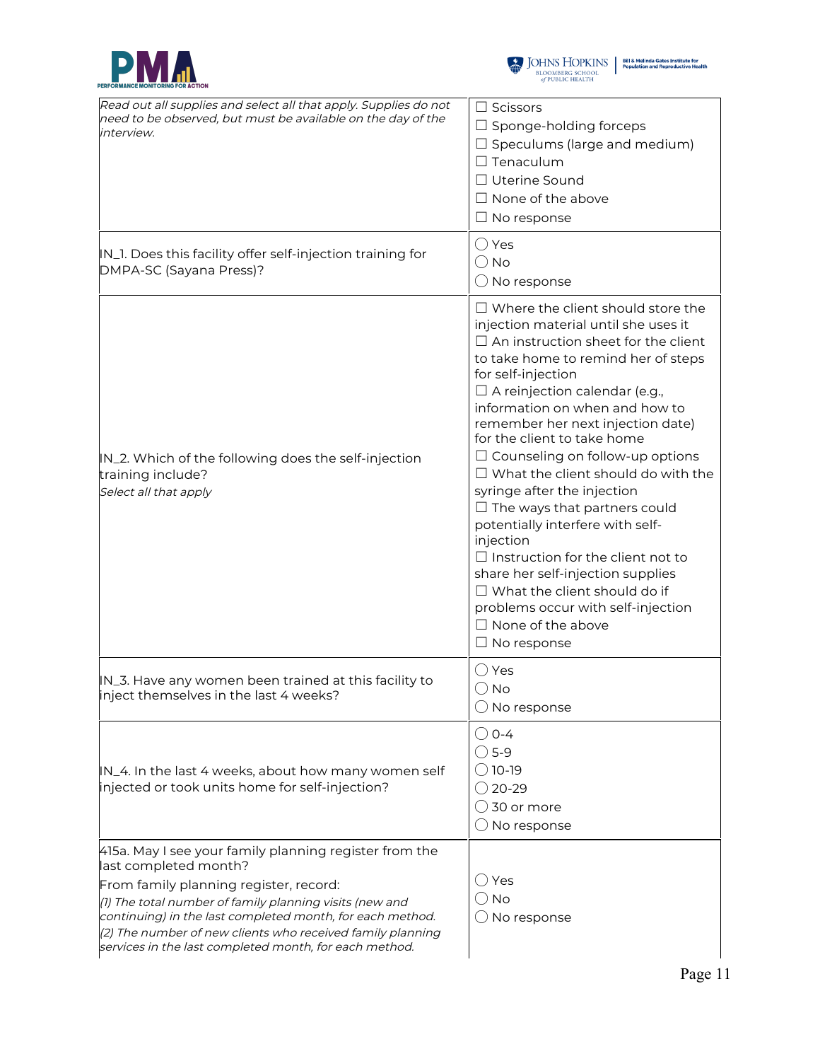| | |
|---|---|
| *Read out all supplies and select all that apply. Supplies do not need to be observed, but must be available on the day of the interview.* | ☐ Scissors<br>☐ Sponge-holding forceps<br>☐ Speculums (large and medium)<br>☐ Tenaculum<br>☐ Uterine Sound<br>☐ None of the above<br>☐ No response |
| IN_1. Does this facility offer self-injection training for DMPA-SC (Sayana Press)? | ◯ Yes<br>◯ No<br>◯ No response |
| IN_2. Which of the following does the self-injection training include?<br>*Select all that apply* | ☐ Where the client should store the injection material until she uses it<br>☐ An instruction sheet for the client to take home to remind her of steps for self-injection<br>☐ A reinjection calendar (e.g., information on when and how to remember her next injection date) for the client to take home<br>☐ Counseling on follow-up options<br>☐ What the client should do with the syringe after the injection<br>☐ The ways that partners could potentially interfere with self-injection<br>☐ Instruction for the client not to share her self-injection supplies<br>☐ What the client should do if problems occur with self-injection<br>☐ None of the above<br>☐ No response |
| IN_3. Have any women been trained at this facility to inject themselves in the last 4 weeks? | ◯ Yes<br>◯ No<br>◯ No response |
| IN_4. In the last 4 weeks, about how many women self injected or took units home for self-injection? | ◯ 0-4<br>◯ 5-9<br>◯ 10-19<br>◯ 20-29<br>◯ 30 or more<br>◯ No response |
| 415a. May I see your family planning register from the last completed month?<br>From family planning register, record:<br>*(1) The total number of family planning visits (new and continuing) in the last completed month, for each method.*<br>*(2) The number of new clients who received family planning services in the last completed month, for each method.* | ◯ Yes<br>◯ No<br>◯ No response |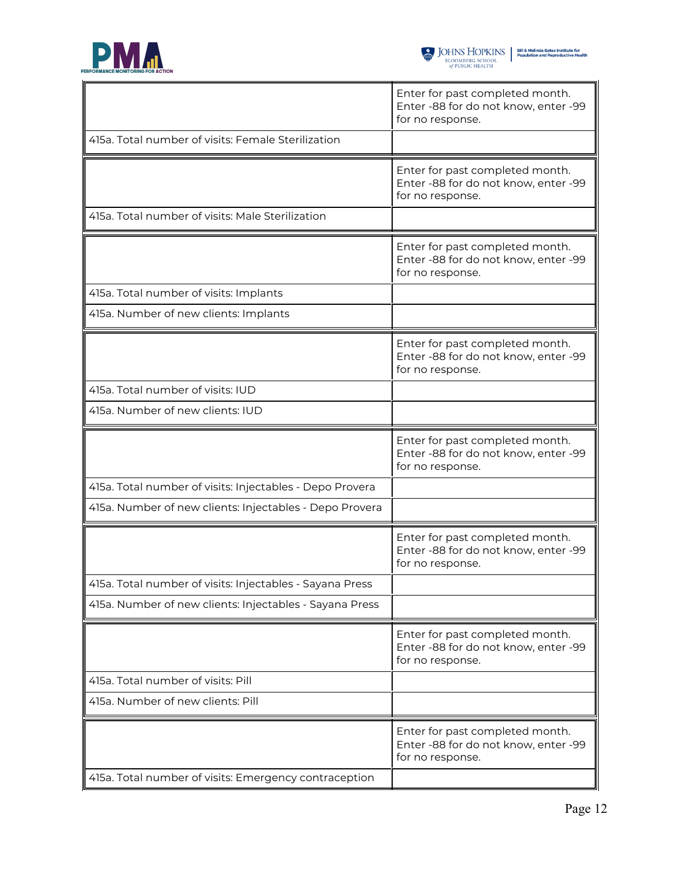| | Enter for past completed month. Enter -88 for do not know, enter -99 for no response. |
|---|---|
| 415a. Total number of visits: Female Sterilization | |

| | Enter for past completed month. Enter -88 for do not know, enter -99 for no response. |
|---|---|
| 415a. Total number of visits: Male Sterilization | |

| | Enter for past completed month. Enter -88 for do not know, enter -99 for no response. |
|---|---|
| 415a. Total number of visits: Implants | |
| 415a. Number of new clients: Implants | |

| | Enter for past completed month. Enter -88 for do not know, enter -99 for no response. |
|---|---|
| 415a. Total number of visits: IUD | |
| 415a. Number of new clients: IUD | |

| | Enter for past completed month. Enter -88 for do not know, enter -99 for no response. |
|---|---|
| 415a. Total number of visits: Injectables - Depo Provera | |
| 415a. Number of new clients: Injectables - Depo Provera | |

| | Enter for past completed month. Enter -88 for do not know, enter -99 for no response. |
|---|---|
| 415a. Total number of visits: Injectables - Sayana Press | |
| 415a. Number of new clients: Injectables - Sayana Press | |

| | Enter for past completed month. Enter -88 for do not know, enter -99 for no response. |
|---|---|
| 415a. Total number of visits: Pill | |
| 415a. Number of new clients: Pill | |

| | Enter for past completed month. Enter -88 for do not know, enter -99 for no response. |
|---|---|
| 415a. Total number of visits: Emergency contraception | |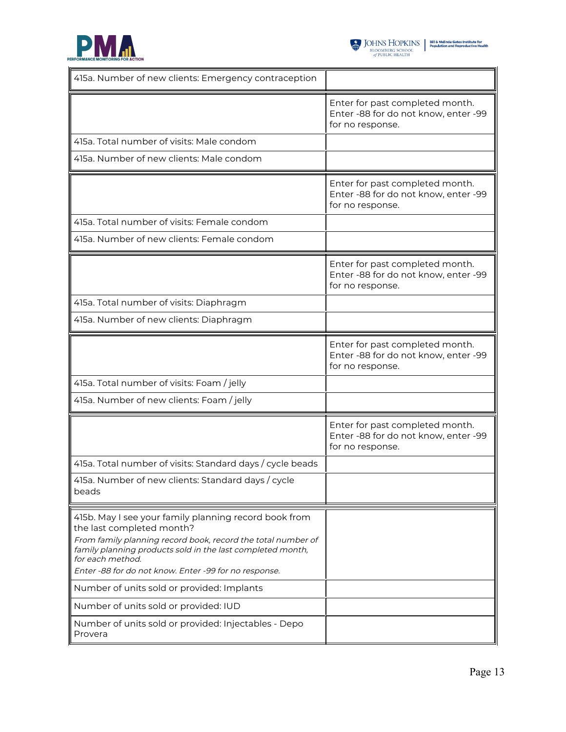| | |
|---|---|
| 415a. Number of new clients: Emergency contraception | |

| | |
|---|---|
| | Enter for past completed month. Enter -88 for do not know, enter -99 for no response. |
| 415a. Total number of visits: Male condom | |
| 415a. Number of new clients: Male condom | |

| | |
|---|---|
| | Enter for past completed month. Enter -88 for do not know, enter -99 for no response. |
| 415a. Total number of visits: Female condom | |
| 415a. Number of new clients: Female condom | |

| | |
|---|---|
| | Enter for past completed month. Enter -88 for do not know, enter -99 for no response. |
| 415a. Total number of visits: Diaphragm | |
| 415a. Number of new clients: Diaphragm | |

| | |
|---|---|
| | Enter for past completed month. Enter -88 for do not know, enter -99 for no response. |
| 415a. Total number of visits: Foam / jelly | |
| 415a. Number of new clients: Foam / jelly | |

| | |
|---|---|
| | Enter for past completed month. Enter -88 for do not know, enter -99 for no response. |
| 415a. Total number of visits: Standard days / cycle beads | |
| 415a. Number of new clients: Standard days / cycle beads | |

| | |
|---|---|
| 415b. May I see your family planning record book from the last completed month?<br>*From family planning record book, record the total number of family planning products sold in the last completed month, for each method.*<br>*Enter -88 for do not know. Enter -99 for no response.* | |
| Number of units sold or provided: Implants | |
| Number of units sold or provided: IUD | |
| Number of units sold or provided: Injectables - Depo Provera | |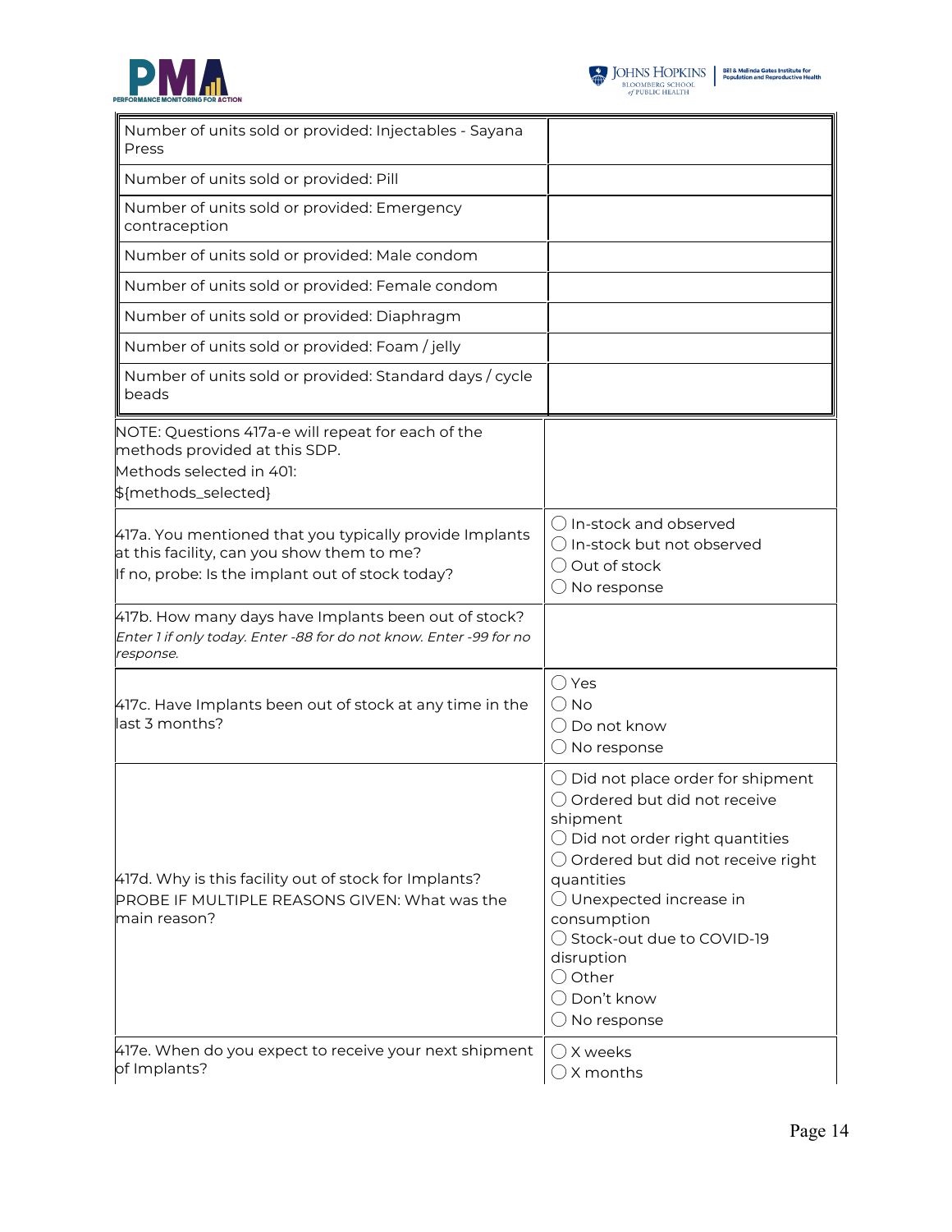| | |
|---|---|
| Number of units sold or provided: Injectables - Sayana Press | |
| Number of units sold or provided: Pill | |
| Number of units sold or provided: Emergency contraception | |
| Number of units sold or provided: Male condom | |
| Number of units sold or provided: Female condom | |
| Number of units sold or provided: Diaphragm | |
| Number of units sold or provided: Foam / jelly | |
| Number of units sold or provided: Standard days / cycle beads | |

| | |
|---|---|
| NOTE: Questions 417a-e will repeat for each of the methods provided at this SDP.<br>Methods selected in 401:<br>${methods_selected} | |
| 417a. You mentioned that you typically provide Implants at this facility, can you show them to me?<br>If no, probe: Is the implant out of stock today? | ◯ In-stock and observed<br>◯ In-stock but not observed<br>◯ Out of stock<br>◯ No response |
| 417b. How many days have Implants been out of stock?<br>*Enter 1 if only today. Enter -88 for do not know. Enter -99 for no response.* | |
| 417c. Have Implants been out of stock at any time in the last 3 months? | ◯ Yes<br>◯ No<br>◯ Do not know<br>◯ No response |
| 417d. Why is this facility out of stock for Implants?<br>PROBE IF MULTIPLE REASONS GIVEN: What was the main reason? | ◯ Did not place order for shipment<br>◯ Ordered but did not receive shipment<br>◯ Did not order right quantities<br>◯ Ordered but did not receive right quantities<br>◯ Unexpected increase in consumption<br>◯ Stock-out due to COVID-19 disruption<br>◯ Other<br>◯ Don't know<br>◯ No response |
| 417e. When do you expect to receive your next shipment of Implants? | ◯ X weeks<br>◯ X months |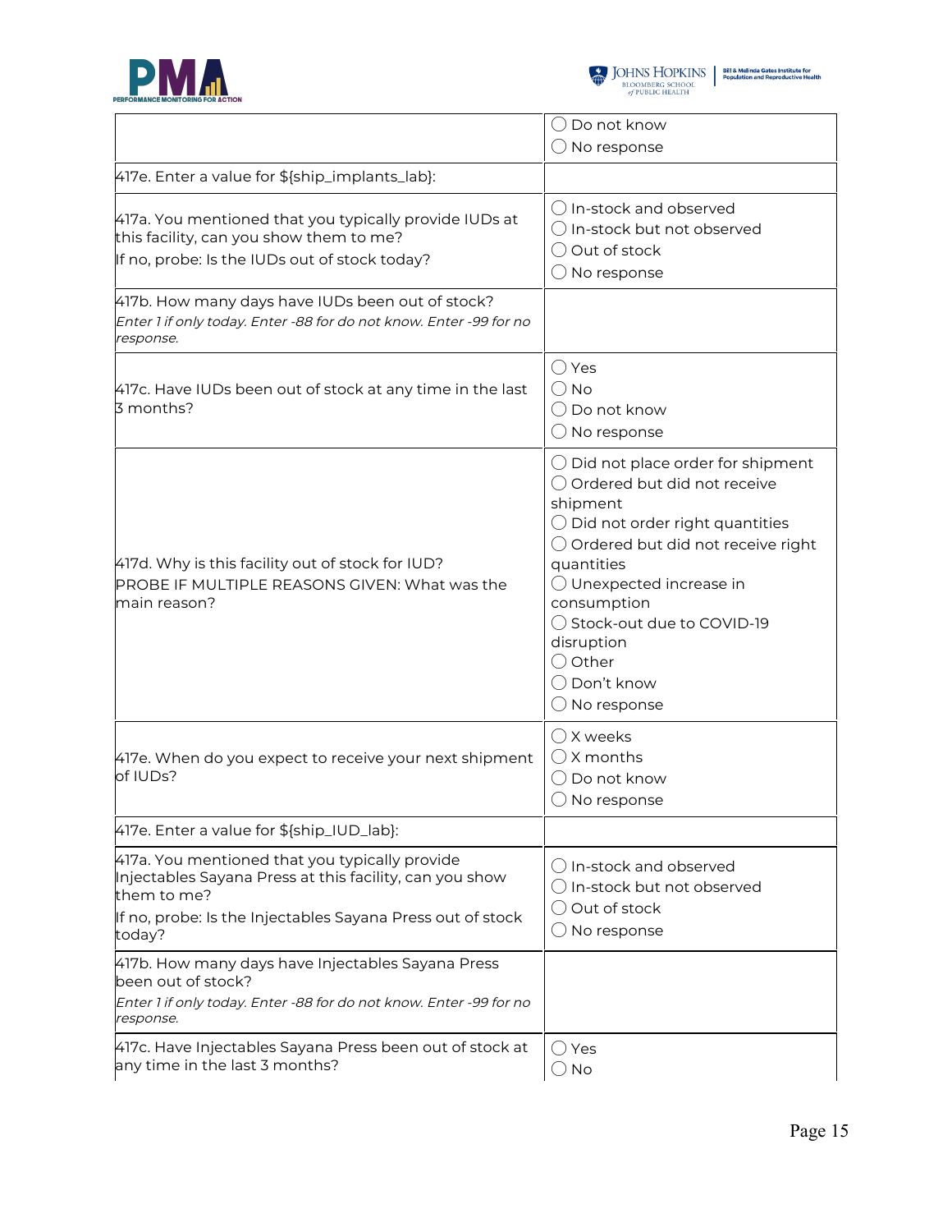| | |
|---|---|
| | ◯ Do not know<br>◯ No response |
| 417e. Enter a value for ${ship_implants_lab}: | |
| 417a. You mentioned that you typically provide IUDs at this facility, can you show them to me?<br>If no, probe: Is the IUDs out of stock today? | ◯ In-stock and observed<br>◯ In-stock but not observed<br>◯ Out of stock<br>◯ No response |
| 417b. How many days have IUDs been out of stock?<br>*Enter 1 if only today. Enter -88 for do not know. Enter -99 for no response.* | |
| 417c. Have IUDs been out of stock at any time in the last 3 months? | ◯ Yes<br>◯ No<br>◯ Do not know<br>◯ No response |
| 417d. Why is this facility out of stock for IUD?<br>PROBE IF MULTIPLE REASONS GIVEN: What was the main reason? | ◯ Did not place order for shipment<br>◯ Ordered but did not receive shipment<br>◯ Did not order right quantities<br>◯ Ordered but did not receive right quantities<br>◯ Unexpected increase in consumption<br>◯ Stock-out due to COVID-19 disruption<br>◯ Other<br>◯ Don't know<br>◯ No response |
| 417e. When do you expect to receive your next shipment of IUDs? | ◯ X weeks<br>◯ X months<br>◯ Do not know<br>◯ No response |
| 417e. Enter a value for ${ship_IUD_lab}: | |
| 417a. You mentioned that you typically provide Injectables Sayana Press at this facility, can you show them to me?<br>If no, probe: Is the Injectables Sayana Press out of stock today? | ◯ In-stock and observed<br>◯ In-stock but not observed<br>◯ Out of stock<br>◯ No response |
| 417b. How many days have Injectables Sayana Press been out of stock?<br>*Enter 1 if only today. Enter -88 for do not know. Enter -99 for no response.* | |
| 417c. Have Injectables Sayana Press been out of stock at any time in the last 3 months? | ◯ Yes<br>◯ No |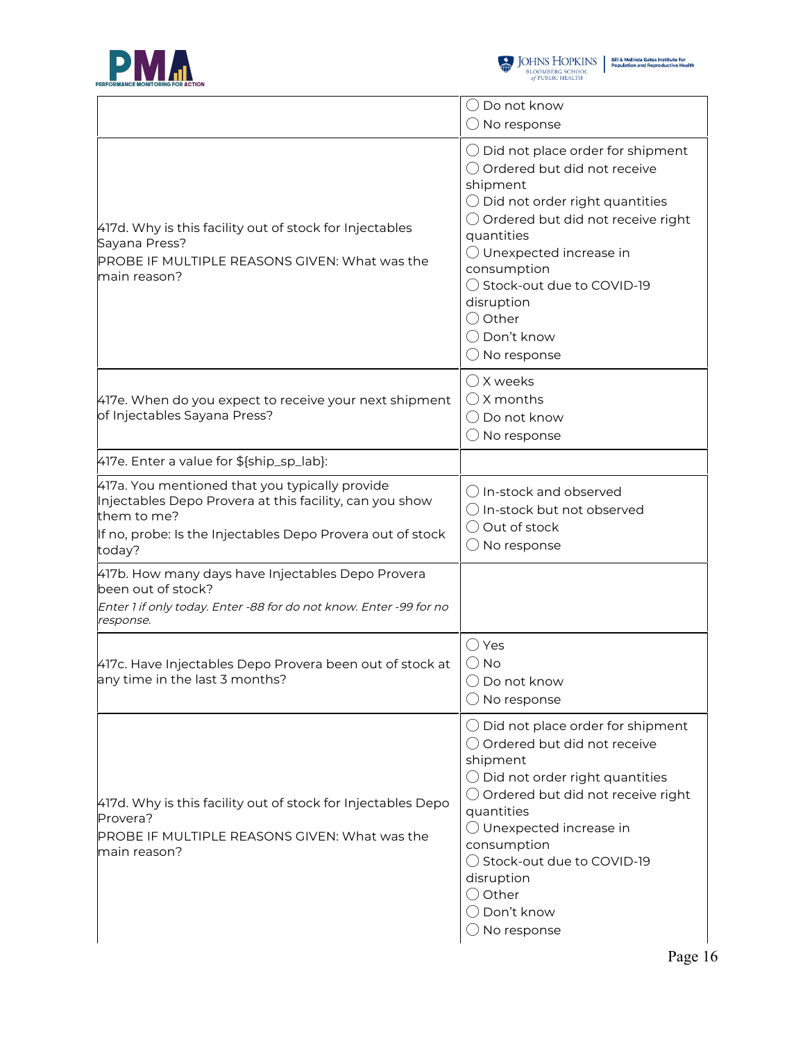| | |
|---|---|
| | ◯ Do not know<br>◯ No response |
| 417d. Why is this facility out of stock for Injectables Sayana Press?<br>PROBE IF MULTIPLE REASONS GIVEN: What was the main reason? | ◯ Did not place order for shipment<br>◯ Ordered but did not receive shipment<br>◯ Did not order right quantities<br>◯ Ordered but did not receive right quantities<br>◯ Unexpected increase in consumption<br>◯ Stock-out due to COVID-19 disruption<br>◯ Other<br>◯ Don't know<br>◯ No response |
| 417e. When do you expect to receive your next shipment of Injectables Sayana Press? | ◯ X weeks<br>◯ X months<br>◯ Do not know<br>◯ No response |
| 417e. Enter a value for ${ship_sp_lab}: | |
| 417a. You mentioned that you typically provide Injectables Depo Provera at this facility, can you show them to me?<br>If no, probe: Is the Injectables Depo Provera out of stock today? | ◯ In-stock and observed<br>◯ In-stock but not observed<br>◯ Out of stock<br>◯ No response |
| 417b. How many days have Injectables Depo Provera been out of stock?<br>*Enter 1 if only today. Enter -88 for do not know. Enter -99 for no response.* | |
| 417c. Have Injectables Depo Provera been out of stock at any time in the last 3 months? | ◯ Yes<br>◯ No<br>◯ Do not know<br>◯ No response |
| 417d. Why is this facility out of stock for Injectables Depo Provera?<br>PROBE IF MULTIPLE REASONS GIVEN: What was the main reason? | ◯ Did not place order for shipment<br>◯ Ordered but did not receive shipment<br>◯ Did not order right quantities<br>◯ Ordered but did not receive right quantities<br>◯ Unexpected increase in consumption<br>◯ Stock-out due to COVID-19 disruption<br>◯ Other<br>◯ Don't know<br>◯ No response |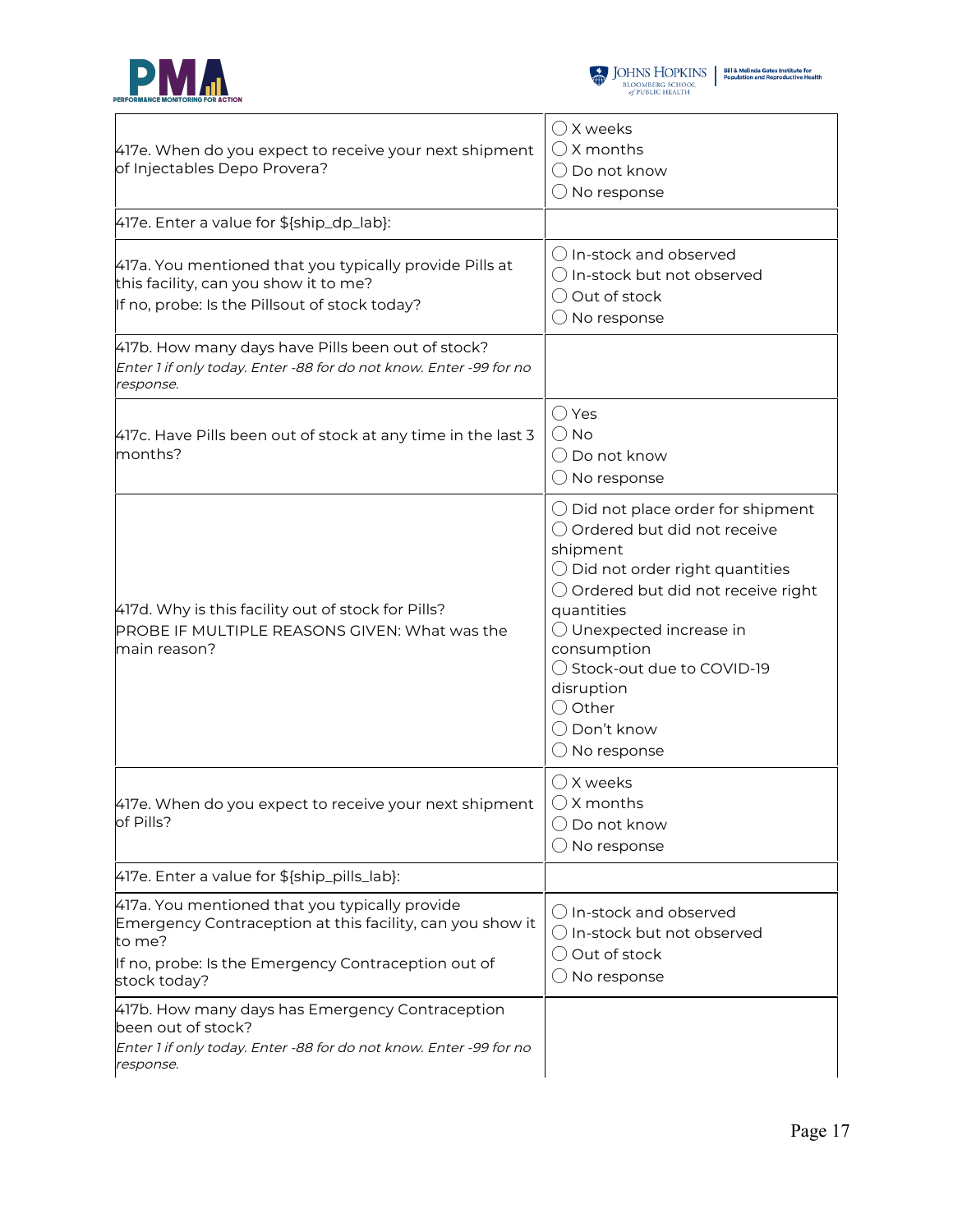| | |
|---|---|
| 417e. When do you expect to receive your next shipment of Injectables Depo Provera? | ◯ X weeks<br>◯ X months<br>◯ Do not know<br>◯ No response |
| 417e. Enter a value for ${ship_dp_lab}: | |
| 417a. You mentioned that you typically provide Pills at this facility, can you show it to me?<br>If no, probe: Is the Pillsout of stock today? | ◯ In-stock and observed<br>◯ In-stock but not observed<br>◯ Out of stock<br>◯ No response |
| 417b. How many days have Pills been out of stock?<br>*Enter 1 if only today. Enter -88 for do not know. Enter -99 for no response.* | |
| 417c. Have Pills been out of stock at any time in the last 3 months? | ◯ Yes<br>◯ No<br>◯ Do not know<br>◯ No response |
| 417d. Why is this facility out of stock for Pills?<br>PROBE IF MULTIPLE REASONS GIVEN: What was the main reason? | ◯ Did not place order for shipment<br>◯ Ordered but did not receive shipment<br>◯ Did not order right quantities<br>◯ Ordered but did not receive right quantities<br>◯ Unexpected increase in consumption<br>◯ Stock-out due to COVID-19 disruption<br>◯ Other<br>◯ Don't know<br>◯ No response |
| 417e. When do you expect to receive your next shipment of Pills? | ◯ X weeks<br>◯ X months<br>◯ Do not know<br>◯ No response |
| 417e. Enter a value for ${ship_pills_lab}: | |
| 417a. You mentioned that you typically provide Emergency Contraception at this facility, can you show it to me?<br>If no, probe: Is the Emergency Contraception out of stock today? | ◯ In-stock and observed<br>◯ In-stock but not observed<br>◯ Out of stock<br>◯ No response |
| 417b. How many days has Emergency Contraception been out of stock?<br>*Enter 1 if only today. Enter -88 for do not know. Enter -99 for no response.* | |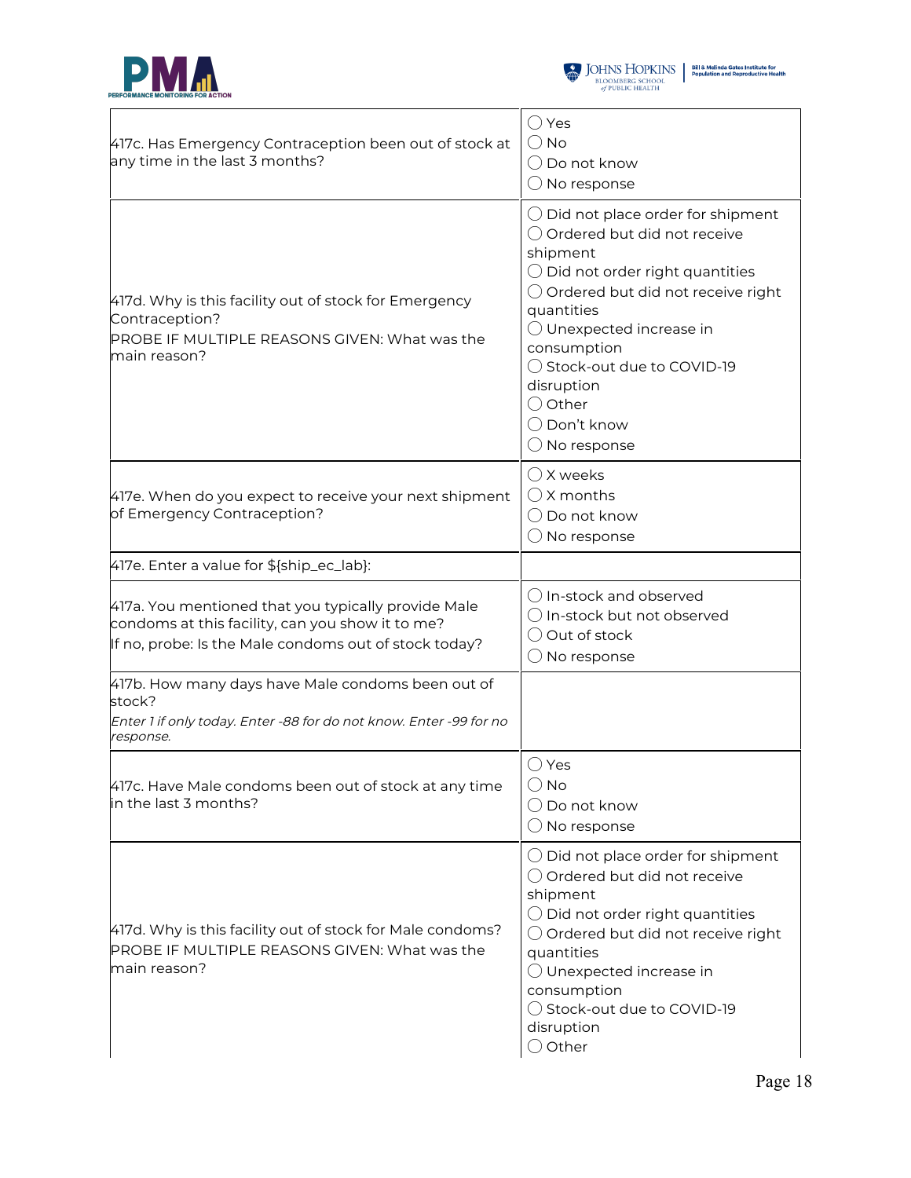| | |
|---|---|
| 417c. Has Emergency Contraception been out of stock at any time in the last 3 months? | ◯ Yes<br>◯ No<br>◯ Do not know<br>◯ No response |
| 417d. Why is this facility out of stock for Emergency Contraception?<br>PROBE IF MULTIPLE REASONS GIVEN: What was the main reason? | ◯ Did not place order for shipment<br>◯ Ordered but did not receive shipment<br>◯ Did not order right quantities<br>◯ Ordered but did not receive right quantities<br>◯ Unexpected increase in consumption<br>◯ Stock-out due to COVID-19 disruption<br>◯ Other<br>◯ Don't know<br>◯ No response |
| 417e. When do you expect to receive your next shipment of Emergency Contraception? | ◯ X weeks<br>◯ X months<br>◯ Do not know<br>◯ No response |
| 417e. Enter a value for ${ship_ec_lab}: | |
| 417a. You mentioned that you typically provide Male condoms at this facility, can you show it to me?<br>If no, probe: Is the Male condoms out of stock today? | ◯ In-stock and observed<br>◯ In-stock but not observed<br>◯ Out of stock<br>◯ No response |
| 417b. How many days have Male condoms been out of stock?<br>*Enter 1 if only today. Enter -88 for do not know. Enter -99 for no response.* | |
| 417c. Have Male condoms been out of stock at any time in the last 3 months? | ◯ Yes<br>◯ No<br>◯ Do not know<br>◯ No response |
| 417d. Why is this facility out of stock for Male condoms?<br>PROBE IF MULTIPLE REASONS GIVEN: What was the main reason? | ◯ Did not place order for shipment<br>◯ Ordered but did not receive shipment<br>◯ Did not order right quantities<br>◯ Ordered but did not receive right quantities<br>◯ Unexpected increase in consumption<br>◯ Stock-out due to COVID-19 disruption<br>◯ Other |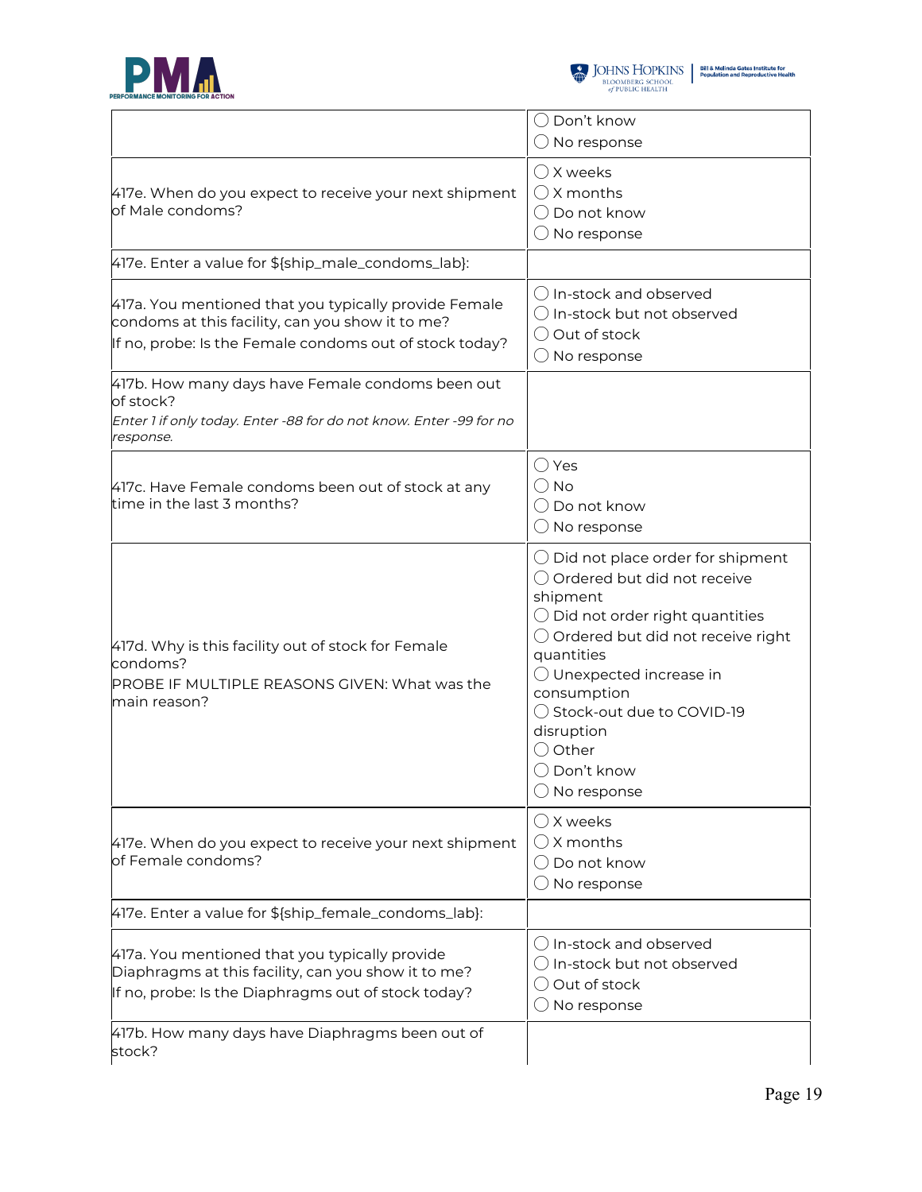| | |
|---|---|
| | ◯ Don't know<br>◯ No response |
| 417e. When do you expect to receive your next shipment of Male condoms? | ◯ X weeks<br>◯ X months<br>◯ Do not know<br>◯ No response |
| 417e. Enter a value for ${ship_male_condoms_lab}: | |
| 417a. You mentioned that you typically provide Female condoms at this facility, can you show it to me?<br>If no, probe: Is the Female condoms out of stock today? | ◯ In-stock and observed<br>◯ In-stock but not observed<br>◯ Out of stock<br>◯ No response |
| 417b. How many days have Female condoms been out of stock?<br>*Enter 1 if only today. Enter -88 for do not know. Enter -99 for no response.* | |
| 417c. Have Female condoms been out of stock at any time in the last 3 months? | ◯ Yes<br>◯ No<br>◯ Do not know<br>◯ No response |
| 417d. Why is this facility out of stock for Female condoms?<br>PROBE IF MULTIPLE REASONS GIVEN: What was the main reason? | ◯ Did not place order for shipment<br>◯ Ordered but did not receive shipment<br>◯ Did not order right quantities<br>◯ Ordered but did not receive right quantities<br>◯ Unexpected increase in consumption<br>◯ Stock-out due to COVID-19 disruption<br>◯ Other<br>◯ Don't know<br>◯ No response |
| 417e. When do you expect to receive your next shipment of Female condoms? | ◯ X weeks<br>◯ X months<br>◯ Do not know<br>◯ No response |
| 417e. Enter a value for ${ship_female_condoms_lab}: | |
| 417a. You mentioned that you typically provide Diaphragms at this facility, can you show it to me?<br>If no, probe: Is the Diaphragms out of stock today? | ◯ In-stock and observed<br>◯ In-stock but not observed<br>◯ Out of stock<br>◯ No response |
| 417b. How many days have Diaphragms been out of stock? | |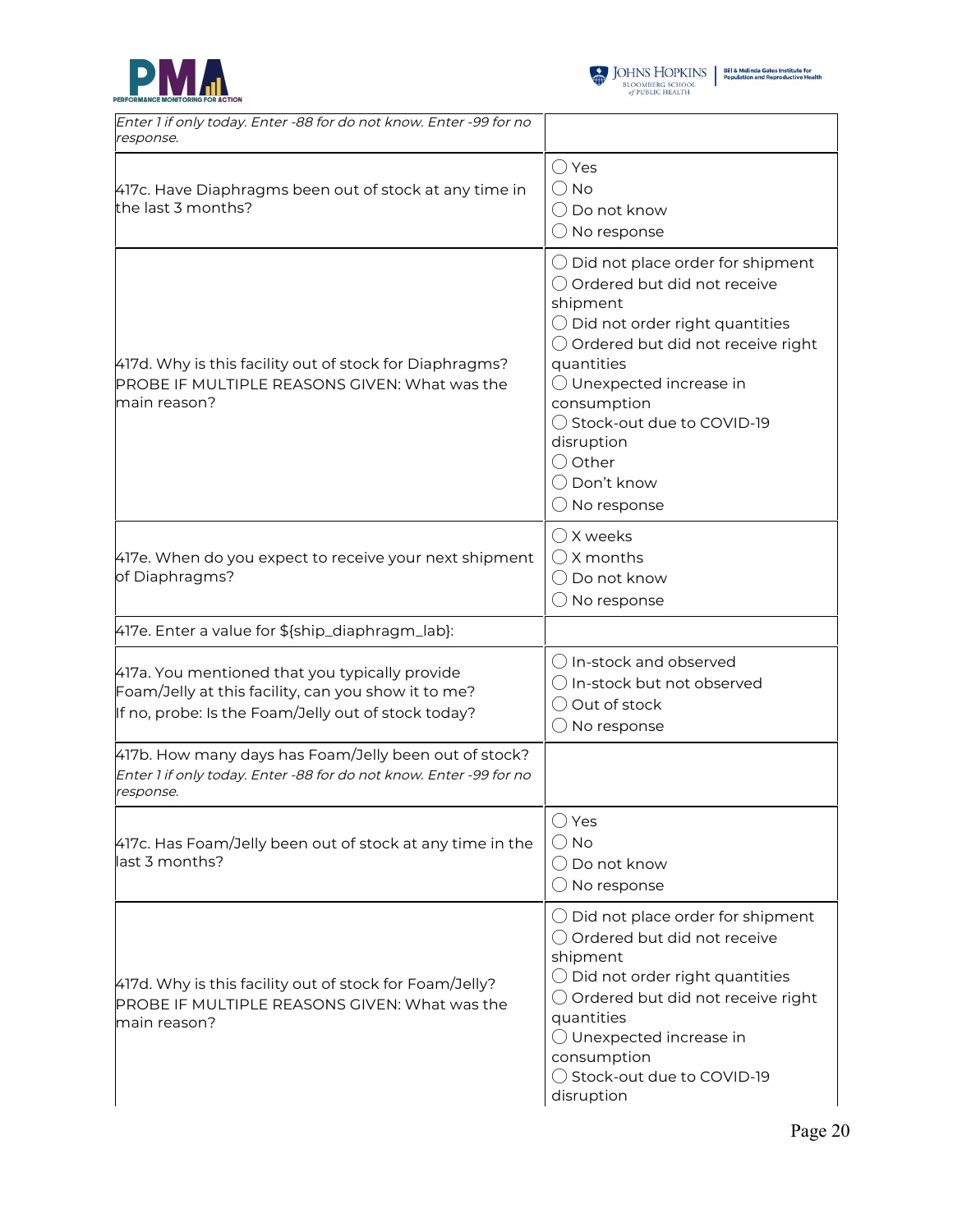| | |
|---|---|
| *Enter 1 if only today. Enter -88 for do not know. Enter -99 for no response.* | |
| 417c. Have Diaphragms been out of stock at any time in the last 3 months? | ◯ Yes<br>◯ No<br>◯ Do not know<br>◯ No response |
| 417d. Why is this facility out of stock for Diaphragms?<br>PROBE IF MULTIPLE REASONS GIVEN: What was the main reason? | ◯ Did not place order for shipment<br>◯ Ordered but did not receive shipment<br>◯ Did not order right quantities<br>◯ Ordered but did not receive right quantities<br>◯ Unexpected increase in consumption<br>◯ Stock-out due to COVID-19 disruption<br>◯ Other<br>◯ Don't know<br>◯ No response |
| 417e. When do you expect to receive your next shipment of Diaphragms? | ◯ X weeks<br>◯ X months<br>◯ Do not know<br>◯ No response |
| 417e. Enter a value for ${ship_diaphragm_lab}: | |
| 417a. You mentioned that you typically provide Foam/Jelly at this facility, can you show it to me?<br>If no, probe: Is the Foam/Jelly out of stock today? | ◯ In-stock and observed<br>◯ In-stock but not observed<br>◯ Out of stock<br>◯ No response |
| 417b. How many days has Foam/Jelly been out of stock?<br>*Enter 1 if only today. Enter -88 for do not know. Enter -99 for no response.* | |
| 417c. Has Foam/Jelly been out of stock at any time in the last 3 months? | ◯ Yes<br>◯ No<br>◯ Do not know<br>◯ No response |
| 417d. Why is this facility out of stock for Foam/Jelly?<br>PROBE IF MULTIPLE REASONS GIVEN: What was the main reason? | ◯ Did not place order for shipment<br>◯ Ordered but did not receive shipment<br>◯ Did not order right quantities<br>◯ Ordered but did not receive right quantities<br>◯ Unexpected increase in consumption<br>◯ Stock-out due to COVID-19 disruption |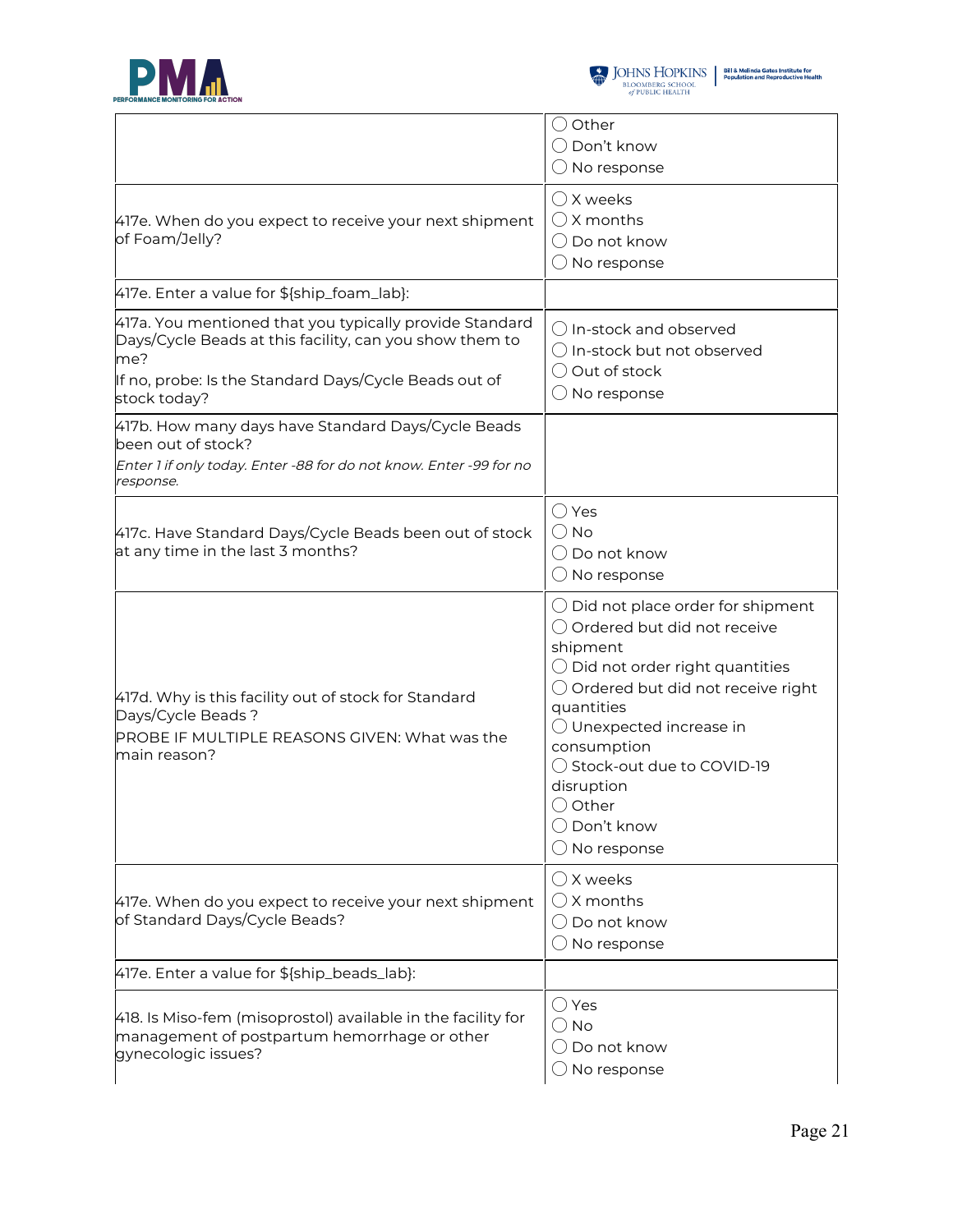| | |
|---|---|
| | ◯ Other<br>◯ Don't know<br>◯ No response |
| 417e. When do you expect to receive your next shipment of Foam/Jelly? | ◯ X weeks<br>◯ X months<br>◯ Do not know<br>◯ No response |
| 417e. Enter a value for ${ship_foam_lab}: | |
| 417a. You mentioned that you typically provide Standard Days/Cycle Beads at this facility, can you show them to me?<br>If no, probe: Is the Standard Days/Cycle Beads out of stock today? | ◯ In-stock and observed<br>◯ In-stock but not observed<br>◯ Out of stock<br>◯ No response |
| 417b. How many days have Standard Days/Cycle Beads been out of stock?<br>*Enter 1 if only today. Enter -88 for do not know. Enter -99 for no response.* | |
| 417c. Have Standard Days/Cycle Beads been out of stock at any time in the last 3 months? | ◯ Yes<br>◯ No<br>◯ Do not know<br>◯ No response |
| 417d. Why is this facility out of stock for Standard Days/Cycle Beads ?<br>PROBE IF MULTIPLE REASONS GIVEN: What was the main reason? | ◯ Did not place order for shipment<br>◯ Ordered but did not receive shipment<br>◯ Did not order right quantities<br>◯ Ordered but did not receive right quantities<br>◯ Unexpected increase in consumption<br>◯ Stock-out due to COVID-19 disruption<br>◯ Other<br>◯ Don't know<br>◯ No response |
| 417e. When do you expect to receive your next shipment of Standard Days/Cycle Beads? | ◯ X weeks<br>◯ X months<br>◯ Do not know<br>◯ No response |
| 417e. Enter a value for ${ship_beads_lab}: | |
| 418. Is Miso-fem (misoprostol) available in the facility for management of postpartum hemorrhage or other gynecologic issues? | ◯ Yes<br>◯ No<br>◯ Do not know<br>◯ No response |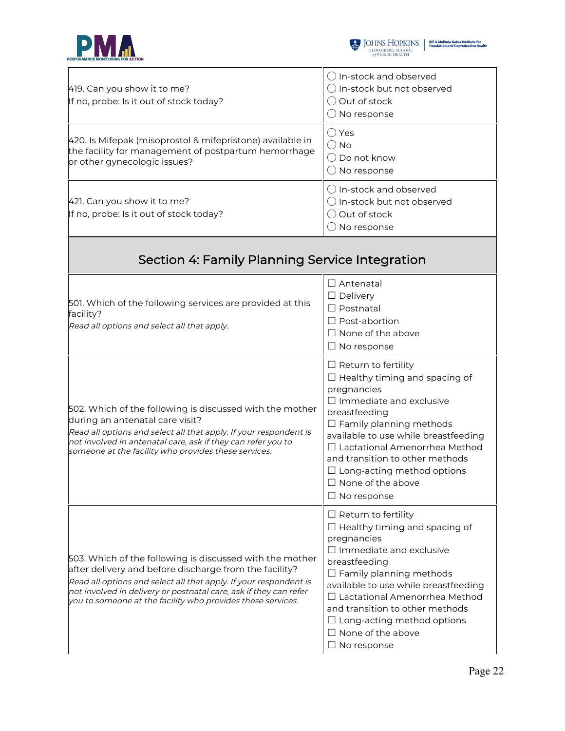| | |
|---|---|
| 419. Can you show it to me?<br>If no, probe: Is it out of stock today? | ◯ In-stock and observed<br>◯ In-stock but not observed<br>◯ Out of stock<br>◯ No response |
| 420. Is Mifepak (misoprostol & mifepristone) available in the facility for management of postpartum hemorrhage or other gynecologic issues? | ◯ Yes<br>◯ No<br>◯ Do not know<br>◯ No response |
| 421. Can you show it to me?<br>If no, probe: Is it out of stock today? | ◯ In-stock and observed<br>◯ In-stock but not observed<br>◯ Out of stock<br>◯ No response |

## Section 4: Family Planning Service Integration

| | |
|---|---|
| 501. Which of the following services are provided at this facility?<br>*Read all options and select all that apply.* | ☐ Antenatal<br>☐ Delivery<br>☐ Postnatal<br>☐ Post-abortion<br>☐ None of the above<br>☐ No response |
| 502. Which of the following is discussed with the mother during an antenatal care visit?<br>*Read all options and select all that apply. If your respondent is not involved in antenatal care, ask if they can refer you to someone at the facility who provides these services.* | ☐ Return to fertility<br>☐ Healthy timing and spacing of pregnancies<br>☐ Immediate and exclusive breastfeeding<br>☐ Family planning methods available to use while breastfeeding<br>☐ Lactational Amenorrhea Method and transition to other methods<br>☐ Long-acting method options<br>☐ None of the above<br>☐ No response |
| 503. Which of the following is discussed with the mother after delivery and before discharge from the facility?<br>*Read all options and select all that apply. If your respondent is not involved in delivery or postnatal care, ask if they can refer you to someone at the facility who provides these services.* | ☐ Return to fertility<br>☐ Healthy timing and spacing of pregnancies<br>☐ Immediate and exclusive breastfeeding<br>☐ Family planning methods available to use while breastfeeding<br>☐ Lactational Amenorrhea Method and transition to other methods<br>☐ Long-acting method options<br>☐ None of the above<br>☐ No response |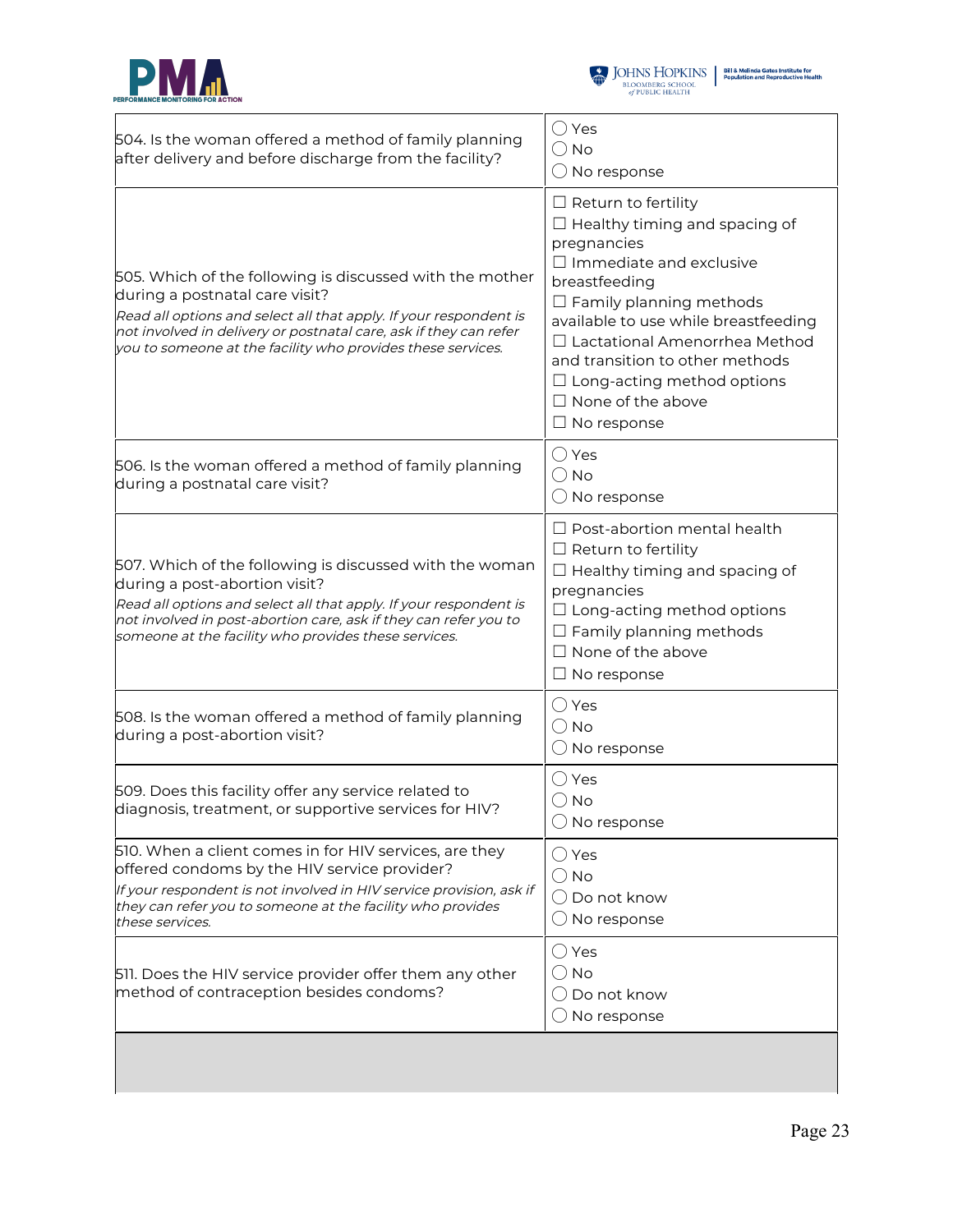| Question | Response |
| --- | --- |
| 504. Is the woman offered a method of family planning after delivery and before discharge from the facility? | ◯ Yes<br>◯ No<br>◯ No response |
| 505. Which of the following is discussed with the mother during a postnatal care visit?<br>*Read all options and select all that apply. If your respondent is not involved in delivery or postnatal care, ask if they can refer you to someone at the facility who provides these services.* | ☐ Return to fertility<br>☐ Healthy timing and spacing of pregnancies<br>☐ Immediate and exclusive breastfeeding<br>☐ Family planning methods available to use while breastfeeding<br>☐ Lactational Amenorrhea Method and transition to other methods<br>☐ Long-acting method options<br>☐ None of the above<br>☐ No response |
| 506. Is the woman offered a method of family planning during a postnatal care visit? | ◯ Yes<br>◯ No<br>◯ No response |
| 507. Which of the following is discussed with the woman during a post-abortion visit?<br>*Read all options and select all that apply. If your respondent is not involved in post-abortion care, ask if they can refer you to someone at the facility who provides these services.* | ☐ Post-abortion mental health<br>☐ Return to fertility<br>☐ Healthy timing and spacing of pregnancies<br>☐ Long-acting method options<br>☐ Family planning methods<br>☐ None of the above<br>☐ No response |
| 508. Is the woman offered a method of family planning during a post-abortion visit? | ◯ Yes<br>◯ No<br>◯ No response |
| 509. Does this facility offer any service related to diagnosis, treatment, or supportive services for HIV? | ◯ Yes<br>◯ No<br>◯ No response |
| 510. When a client comes in for HIV services, are they offered condoms by the HIV service provider?<br>*If your respondent is not involved in HIV service provision, ask if they can refer you to someone at the facility who provides these services.* | ◯ Yes<br>◯ No<br>◯ Do not know<br>◯ No response |
| 511. Does the HIV service provider offer them any other method of contraception besides condoms? | ◯ Yes<br>◯ No<br>◯ Do not know<br>◯ No response |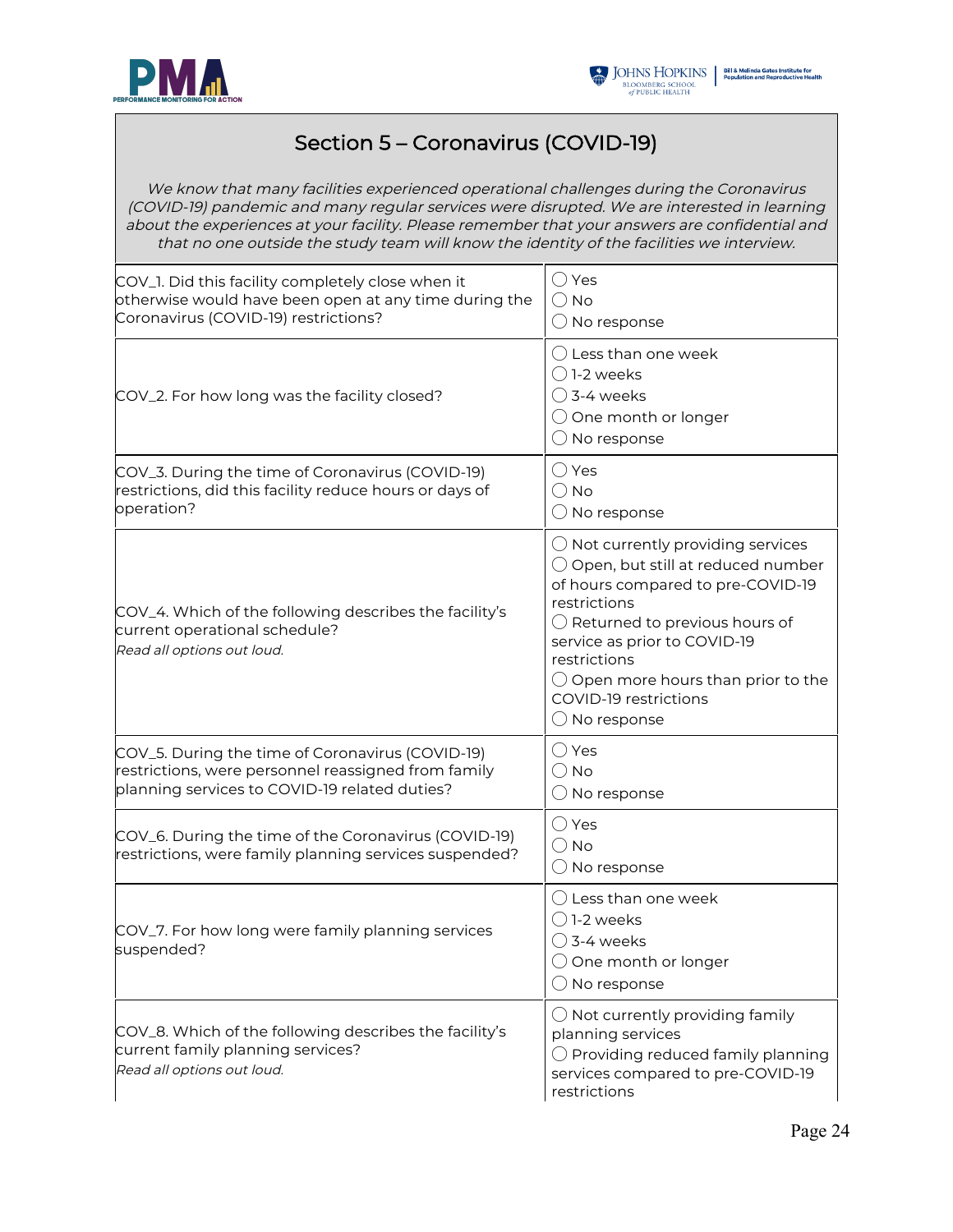## Section 5 – Coronavirus (COVID-19)

*We know that many facilities experienced operational challenges during the Coronavirus (COVID-19) pandemic and many regular services were disrupted. We are interested in learning about the experiences at your facility. Please remember that your answers are confidential and that no one outside the study team will know the identity of the facilities we interview.*

| Question | Response |
|---|---|
| COV_1. Did this facility completely close when it otherwise would have been open at any time during the Coronavirus (COVID-19) restrictions? | ◯ Yes<br>◯ No<br>◯ No response |
| COV_2. For how long was the facility closed? | ◯ Less than one week<br>◯ 1-2 weeks<br>◯ 3-4 weeks<br>◯ One month or longer<br>◯ No response |
| COV_3. During the time of Coronavirus (COVID-19) restrictions, did this facility reduce hours or days of operation? | ◯ Yes<br>◯ No<br>◯ No response |
| COV_4. Which of the following describes the facility's current operational schedule?<br>*Read all options out loud.* | ◯ Not currently providing services<br>◯ Open, but still at reduced number of hours compared to pre-COVID-19 restrictions<br>◯ Returned to previous hours of service as prior to COVID-19 restrictions<br>◯ Open more hours than prior to the COVID-19 restrictions<br>◯ No response |
| COV_5. During the time of Coronavirus (COVID-19) restrictions, were personnel reassigned from family planning services to COVID-19 related duties? | ◯ Yes<br>◯ No<br>◯ No response |
| COV_6. During the time of the Coronavirus (COVID-19) restrictions, were family planning services suspended? | ◯ Yes<br>◯ No<br>◯ No response |
| COV_7. For how long were family planning services suspended? | ◯ Less than one week<br>◯ 1-2 weeks<br>◯ 3-4 weeks<br>◯ One month or longer<br>◯ No response |
| COV_8. Which of the following describes the facility's current family planning services?<br>*Read all options out loud.* | ◯ Not currently providing family planning services<br>◯ Providing reduced family planning services compared to pre-COVID-19 restrictions |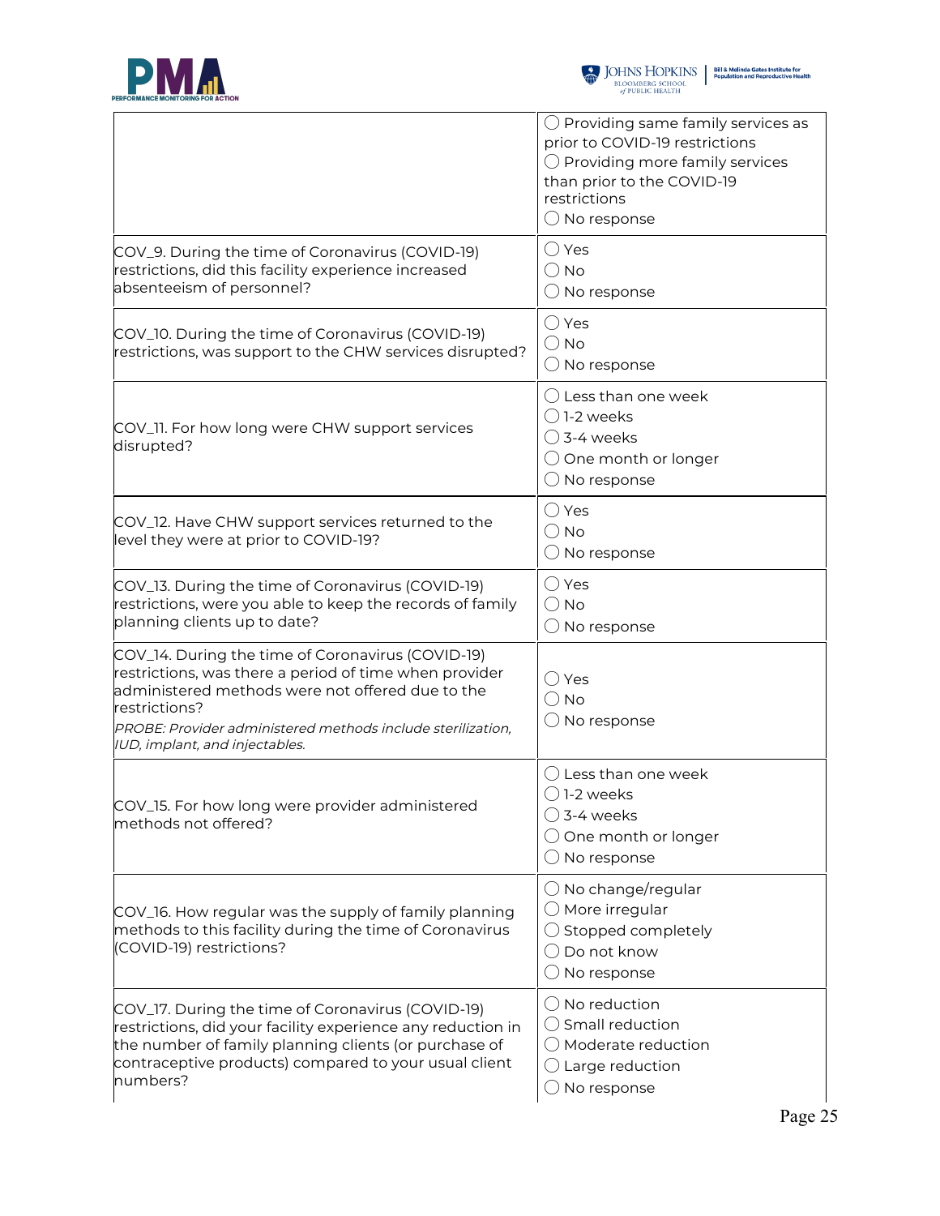| | |
|---|---|
| | ◯ Providing same family services as prior to COVID-19 restrictions<br>◯ Providing more family services than prior to the COVID-19 restrictions<br>◯ No response |
| COV_9. During the time of Coronavirus (COVID-19) restrictions, did this facility experience increased absenteeism of personnel? | ◯ Yes<br>◯ No<br>◯ No response |
| COV_10. During the time of Coronavirus (COVID-19) restrictions, was support to the CHW services disrupted? | ◯ Yes<br>◯ No<br>◯ No response |
| COV_11. For how long were CHW support services disrupted? | ◯ Less than one week<br>◯ 1-2 weeks<br>◯ 3-4 weeks<br>◯ One month or longer<br>◯ No response |
| COV_12. Have CHW support services returned to the level they were at prior to COVID-19? | ◯ Yes<br>◯ No<br>◯ No response |
| COV_13. During the time of Coronavirus (COVID-19) restrictions, were you able to keep the records of family planning clients up to date? | ◯ Yes<br>◯ No<br>◯ No response |
| COV_14. During the time of Coronavirus (COVID-19) restrictions, was there a period of time when provider administered methods were not offered due to the restrictions?<br>*PROBE: Provider administered methods include sterilization, IUD, implant, and injectables.* | ◯ Yes<br>◯ No<br>◯ No response |
| COV_15. For how long were provider administered methods not offered? | ◯ Less than one week<br>◯ 1-2 weeks<br>◯ 3-4 weeks<br>◯ One month or longer<br>◯ No response |
| COV_16. How regular was the supply of family planning methods to this facility during the time of Coronavirus (COVID-19) restrictions? | ◯ No change/regular<br>◯ More irregular<br>◯ Stopped completely<br>◯ Do not know<br>◯ No response |
| COV_17. During the time of Coronavirus (COVID-19) restrictions, did your facility experience any reduction in the number of family planning clients (or purchase of contraceptive products) compared to your usual client numbers? | ◯ No reduction<br>◯ Small reduction<br>◯ Moderate reduction<br>◯ Large reduction<br>◯ No response |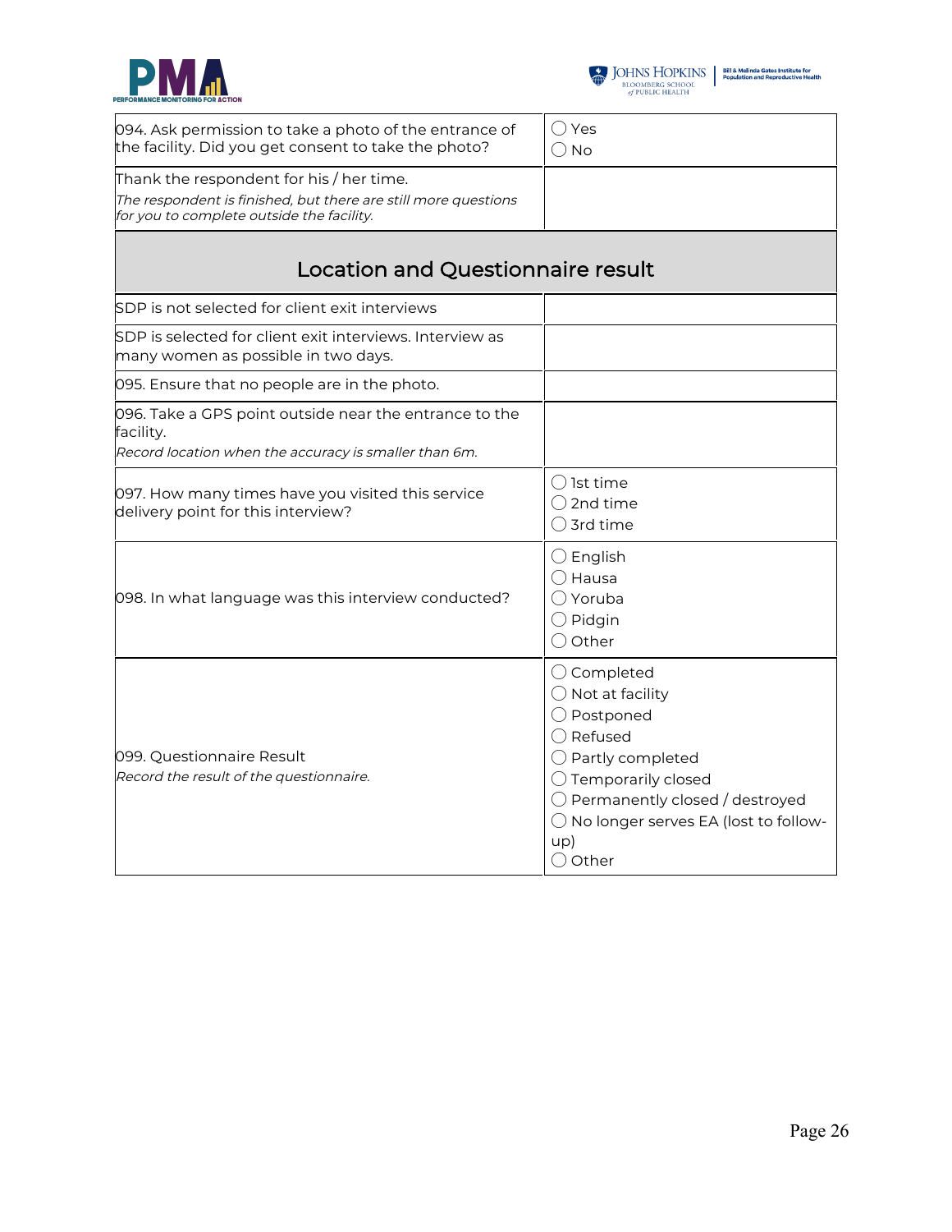| | |
|---|---|
| 094. Ask permission to take a photo of the entrance of the facility. Did you get consent to take the photo? | ◯ Yes<br>◯ No |
| Thank the respondent for his / her time.<br>*The respondent is finished, but there are still more questions for you to complete outside the facility.* | |

## Location and Questionnaire result

| | |
|---|---|
| SDP is not selected for client exit interviews | |
| SDP is selected for client exit interviews. Interview as many women as possible in two days. | |
| 095. Ensure that no people are in the photo. | |
| 096. Take a GPS point outside near the entrance to the facility.<br>*Record location when the accuracy is smaller than 6m.* | |
| 097. How many times have you visited this service delivery point for this interview? | ◯ 1st time<br>◯ 2nd time<br>◯ 3rd time |
| 098. In what language was this interview conducted? | ◯ English<br>◯ Hausa<br>◯ Yoruba<br>◯ Pidgin<br>◯ Other |
| 099. Questionnaire Result<br>*Record the result of the questionnaire.* | ◯ Completed<br>◯ Not at facility<br>◯ Postponed<br>◯ Refused<br>◯ Partly completed<br>◯ Temporarily closed<br>◯ Permanently closed / destroyed<br>◯ No longer serves EA (lost to follow-up)<br>◯ Other |